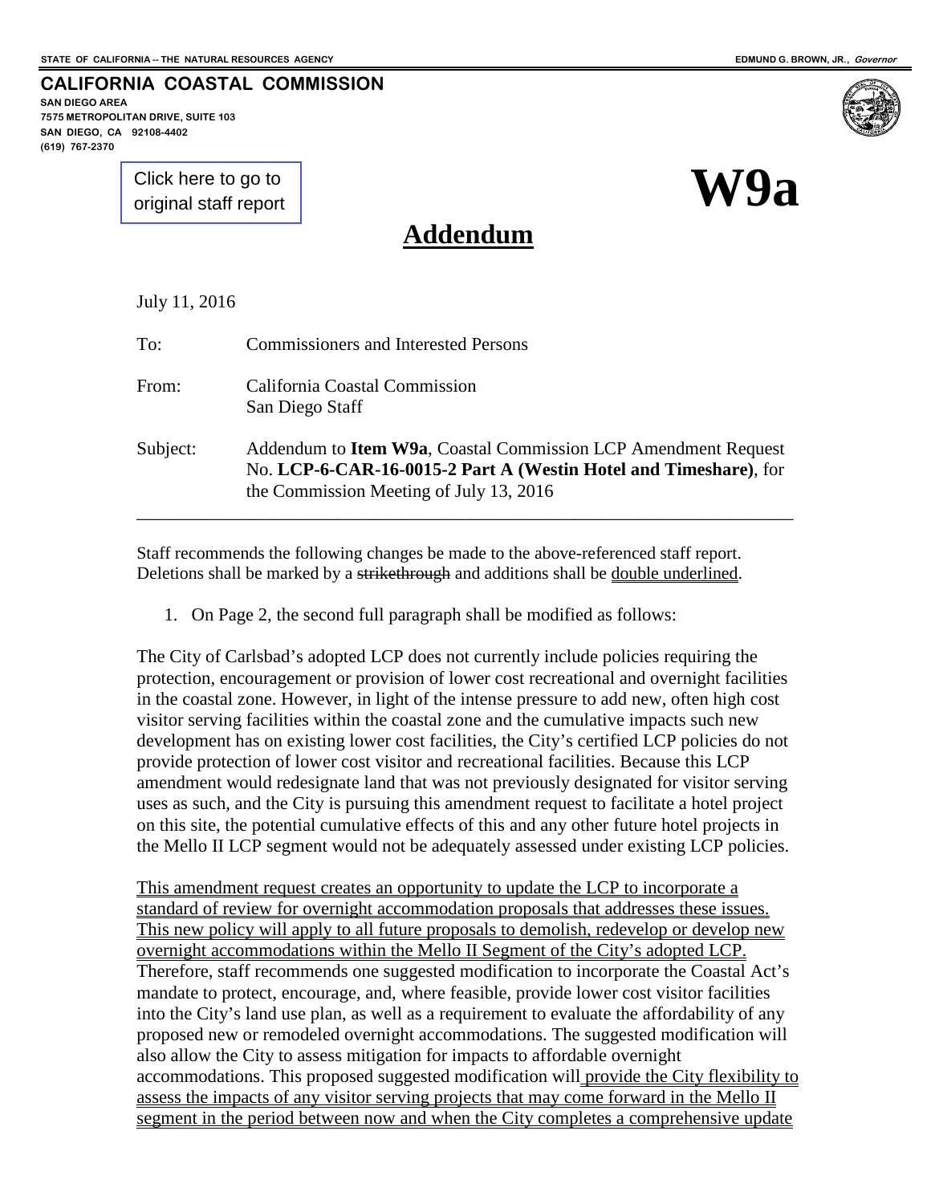STATE OF CALIFORNIA -- THE NATURAL RESOURCES AGENCY EDMUND G. BROWN, JR., *Governor*

**CALIFORNIA COASTAL COMMISSION**
SAN DIEGO AREA
7575 METROPOLITAN DRIVE, SUITE 103
SAN DIEGO, CA 92108-4402
(619) 767-2370

Click here to go to original staff report

# W9a

## Addendum

July 11, 2016

To: Commissioners and Interested Persons

From: California Coastal Commission
San Diego Staff

Subject: Addendum to **Item W9a**, Coastal Commission LCP Amendment Request No. **LCP-6-CAR-16-0015-2 Part A (Westin Hotel and Timeshare)**, for the Commission Meeting of July 13, 2016

---

Staff recommends the following changes be made to the above-referenced staff report. Deletions shall be marked by a ~~strikethrough~~ and additions shall be <u>double underlined</u>.

1. On Page 2, the second full paragraph shall be modified as follows:

The City of Carlsbad's adopted LCP does not currently include policies requiring the protection, encouragement or provision of lower cost recreational and overnight facilities in the coastal zone. However, in light of the intense pressure to add new, often high cost visitor serving facilities within the coastal zone and the cumulative impacts such new development has on existing lower cost facilities, the City's certified LCP policies do not provide protection of lower cost visitor and recreational facilities. Because this LCP amendment would redesignate land that was not previously designated for visitor serving uses as such, and the City is pursuing this amendment request to facilitate a hotel project on this site, the potential cumulative effects of this and any other future hotel projects in the Mello II LCP segment would not be adequately assessed under existing LCP policies.

<u>This amendment request creates an opportunity to update the LCP to incorporate a standard of review for overnight accommodation proposals that addresses these issues. This new policy will apply to all future proposals to demolish, redevelop or develop new overnight accommodations within the Mello II Segment of the City's adopted LCP.</u> Therefore, staff recommends one suggested modification to incorporate the Coastal Act's mandate to protect, encourage, and, where feasible, provide lower cost visitor facilities into the City's land use plan, as well as a requirement to evaluate the affordability of any proposed new or remodeled overnight accommodations. The suggested modification will also allow the City to assess mitigation for impacts to affordable overnight accommodations. This proposed suggested modification will <u>provide the City flexibility to assess the impacts of any visitor serving projects that may come forward in the Mello II segment in the period between now and when the City completes a comprehensive update</u>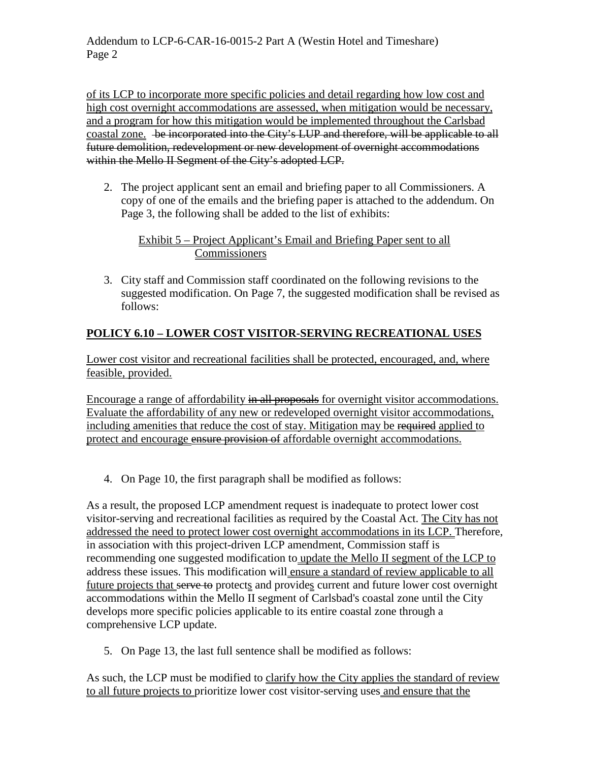<u>of its LCP to incorporate more specific policies and detail regarding how low cost and high cost overnight accommodations are assessed, when mitigation would be necessary, and a program for how this mitigation would be implemented throughout the Carlsbad coastal zone.</u> ~~be incorporated into the City's LUP and therefore, will be applicable to all future demolition, redevelopment or new development of overnight accommodations within the Mello II Segment of the City's adopted LCP.~~

2. The project applicant sent an email and briefing paper to all Commissioners. A copy of one of the emails and the briefing paper is attached to the addendum. On Page 3, the following shall be added to the list of exhibits:

   <u>Exhibit 5 – Project Applicant's Email and Briefing Paper sent to all Commissioners</u>

3. City staff and Commission staff coordinated on the following revisions to the suggested modification. On Page 7, the suggested modification shall be revised as follows:

## <u>POLICY 6.10 – LOWER COST VISITOR-SERVING RECREATIONAL USES</u>

<u>Lower cost visitor and recreational facilities shall be protected, encouraged, and, where feasible, provided.</u>

<u>Encourage a range of affordability</u> ~~in all proposals~~ <u>for overnight visitor accommodations. Evaluate the affordability of any new or redeveloped overnight visitor accommodations, including amenities that reduce the cost of stay. Mitigation may be</u> ~~required~~ <u>applied to protect and encourage</u> ~~ensure provision of~~ <u>affordable overnight accommodations.</u>

4. On Page 10, the first paragraph shall be modified as follows:

As a result, the proposed LCP amendment request is inadequate to protect lower cost visitor-serving and recreational facilities as required by the Coastal Act. <u>The City has not addressed the need to protect lower cost overnight accommodations in its LCP.</u> Therefore, in association with this project-driven LCP amendment, Commission staff is recommending one suggested modification to <u>update the Mello II segment of the LCP to</u> address these issues. This modification will <u>ensure a standard of review applicable to all future projects that</u> ~~serve to~~ protect<u>s</u> and provide<u>s</u> current and future lower cost overnight accommodations within the Mello II segment of Carlsbad's coastal zone until the City develops more specific policies applicable to its entire coastal zone through a comprehensive LCP update.

5. On Page 13, the last full sentence shall be modified as follows:

As such, the LCP must be modified to <u>clarify how the City applies the standard of review to all future projects to</u> prioritize lower cost visitor-serving uses <u>and ensure that the</u>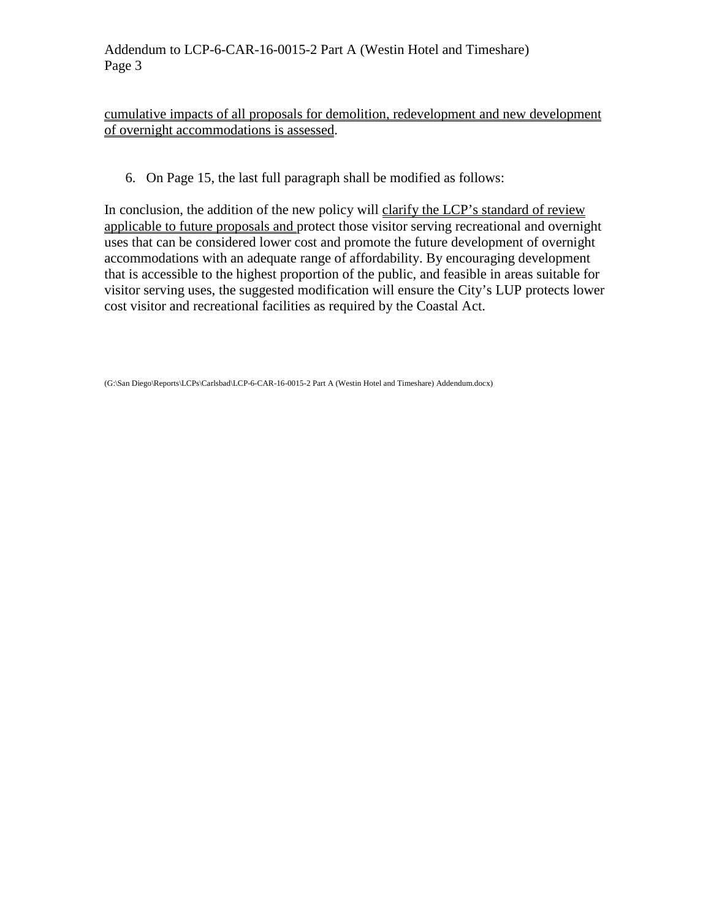cumulative impacts of all proposals for demolition, redevelopment and new development of overnight accommodations is assessed.

6. On Page 15, the last full paragraph shall be modified as follows:

In conclusion, the addition of the new policy will clarify the LCP's standard of review applicable to future proposals and protect those visitor serving recreational and overnight uses that can be considered lower cost and promote the future development of overnight accommodations with an adequate range of affordability. By encouraging development that is accessible to the highest proportion of the public, and feasible in areas suitable for visitor serving uses, the suggested modification will ensure the City's LUP protects lower cost visitor and recreational facilities as required by the Coastal Act.

(G:\San Diego\Reports\LCPs\Carlsbad\LCP-6-CAR-16-0015-2 Part A (Westin Hotel and Timeshare) Addendum.docx)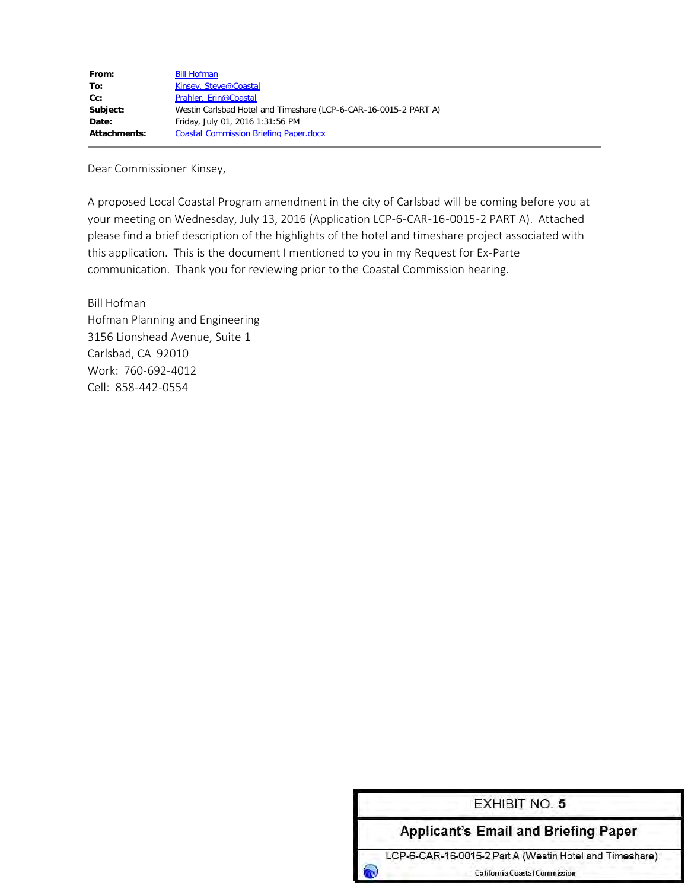| | |
|---|---|
| **From:** | Bill Hofman |
| **To:** | Kinsey, Steve@Coastal |
| **Cc:** | Prahler, Erin@Coastal |
| **Subject:** | Westin Carlsbad Hotel and Timeshare (LCP-6-CAR-16-0015-2 PART A) |
| **Date:** | Friday, July 01, 2016 1:31:56 PM |
| **Attachments:** | Coastal Commission Briefing Paper.docx |

Dear Commissioner Kinsey,

A proposed Local Coastal Program amendment in the city of Carlsbad will be coming before you at your meeting on Wednesday, July 13, 2016 (Application LCP-6-CAR-16-0015-2 PART A). Attached please find a brief description of the highlights of the hotel and timeshare project associated with this application. This is the document I mentioned to you in my Request for Ex-Parte communication. Thank you for reviewing prior to the Coastal Commission hearing.

Bill Hofman
Hofman Planning and Engineering
3156 Lionshead Avenue, Suite 1
Carlsbad, CA 92010
Work: 760-692-4012
Cell: 858-442-0554

EXHIBIT NO. 5

**Applicant's Email and Briefing Paper**

LCP-6-CAR-16-0015-2 Part A (Westin Hotel and Timeshare)

California Coastal Commission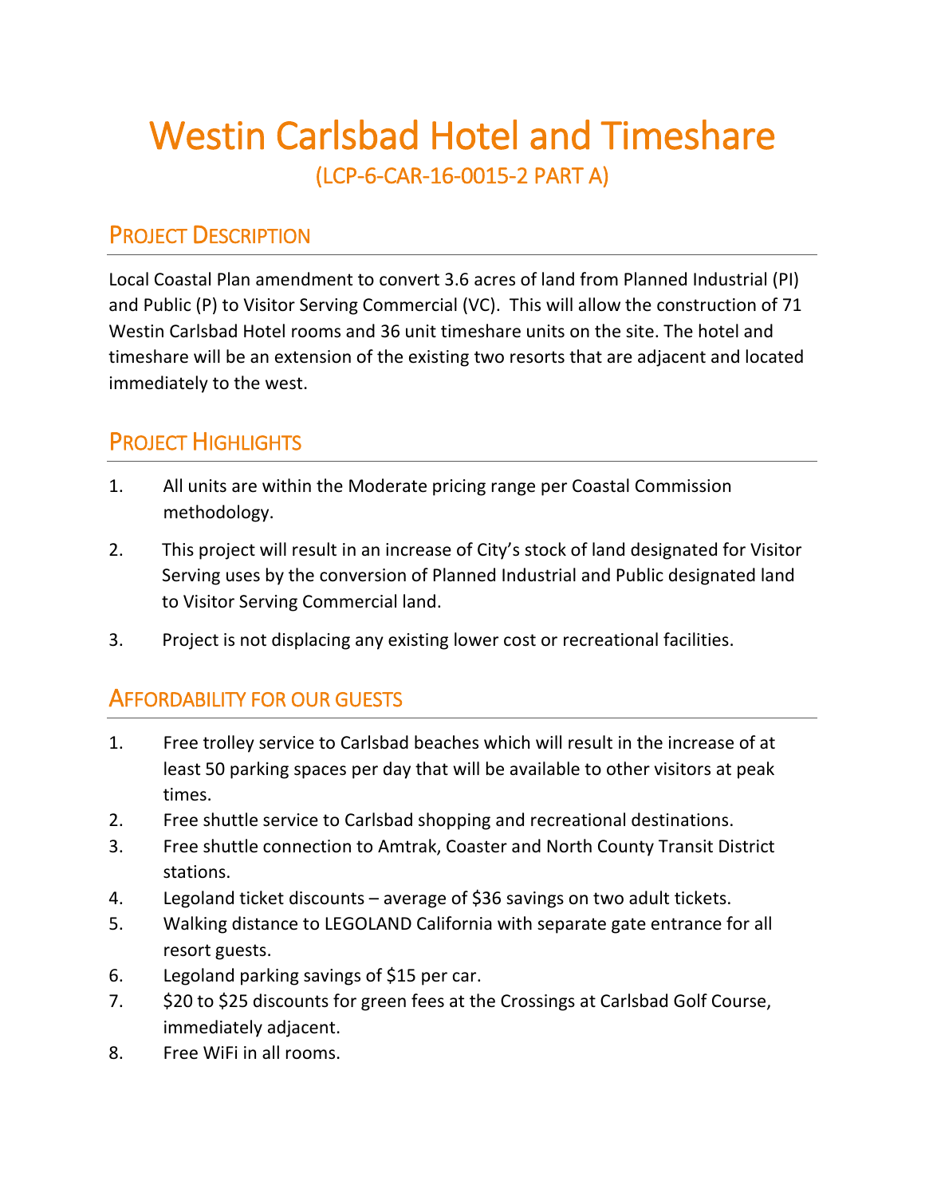# Westin Carlsbad Hotel and Timeshare

(LCP-6-CAR-16-0015-2 PART A)

## Project Description

Local Coastal Plan amendment to convert 3.6 acres of land from Planned Industrial (PI) and Public (P) to Visitor Serving Commercial (VC). This will allow the construction of 71 Westin Carlsbad Hotel rooms and 36 unit timeshare units on the site. The hotel and timeshare will be an extension of the existing two resorts that are adjacent and located immediately to the west.

## Project Highlights

1. All units are within the Moderate pricing range per Coastal Commission methodology.
2. This project will result in an increase of City's stock of land designated for Visitor Serving uses by the conversion of Planned Industrial and Public designated land to Visitor Serving Commercial land.
3. Project is not displacing any existing lower cost or recreational facilities.

## Affordability for our guests

1. Free trolley service to Carlsbad beaches which will result in the increase of at least 50 parking spaces per day that will be available to other visitors at peak times.
2. Free shuttle service to Carlsbad shopping and recreational destinations.
3. Free shuttle connection to Amtrak, Coaster and North County Transit District stations.
4. Legoland ticket discounts – average of $36 savings on two adult tickets.
5. Walking distance to LEGOLAND California with separate gate entrance for all resort guests.
6. Legoland parking savings of $15 per car.
7. $20 to $25 discounts for green fees at the Crossings at Carlsbad Golf Course, immediately adjacent.
8. Free WiFi in all rooms.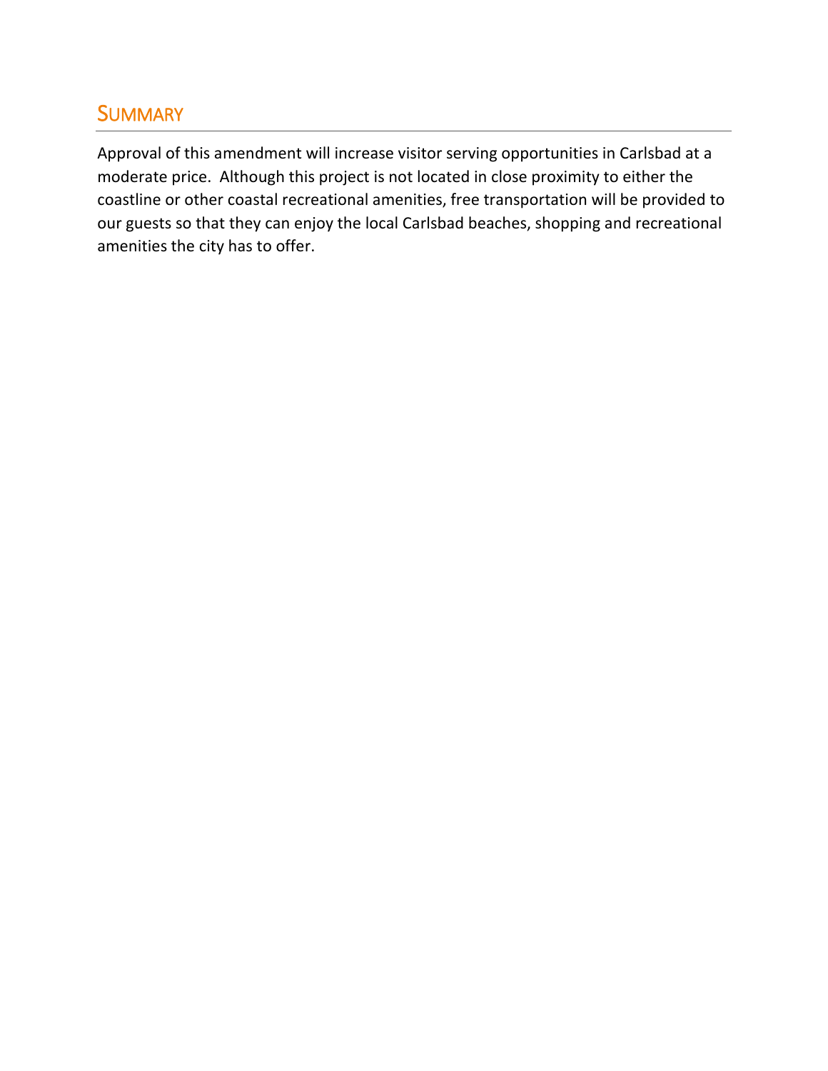## SUMMARY

Approval of this amendment will increase visitor serving opportunities in Carlsbad at a moderate price. Although this project is not located in close proximity to either the coastline or other coastal recreational amenities, free transportation will be provided to our guests so that they can enjoy the local Carlsbad beaches, shopping and recreational amenities the city has to offer.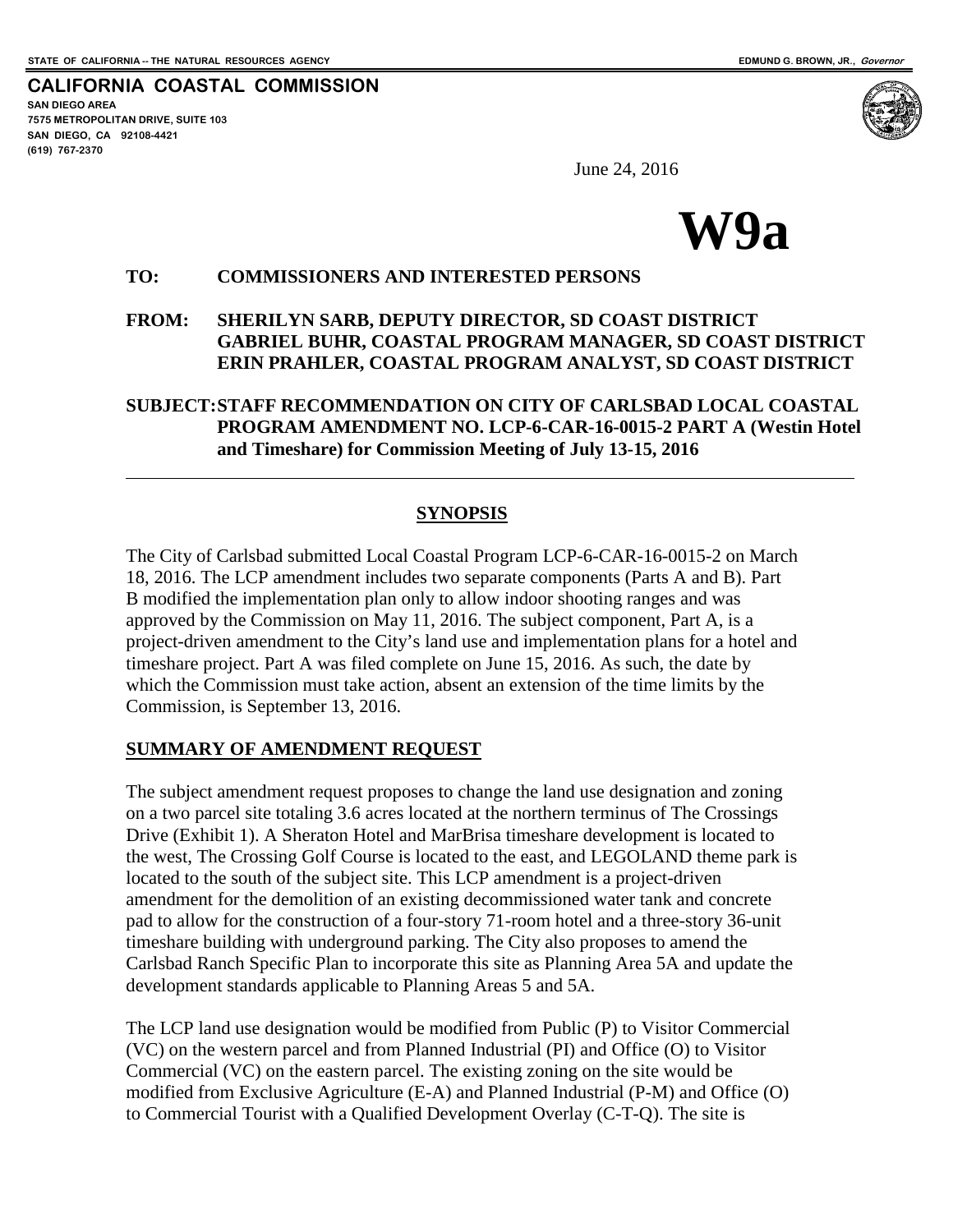STATE OF CALIFORNIA -- THE NATURAL RESOURCES AGENCY EDMUND G. BROWN, JR., *Governor*

**CALIFORNIA COASTAL COMMISSION**
**SAN DIEGO AREA**
**7575 METROPOLITAN DRIVE, SUITE 103**
**SAN DIEGO, CA 92108-4421**
**(619) 767-2370**

June 24, 2016

# W9a

**TO: COMMISSIONERS AND INTERESTED PERSONS**

**FROM: SHERILYN SARB, DEPUTY DIRECTOR, SD COAST DISTRICT**
**GABRIEL BUHR, COASTAL PROGRAM MANAGER, SD COAST DISTRICT**
**ERIN PRAHLER, COASTAL PROGRAM ANALYST, SD COAST DISTRICT**

**SUBJECT: STAFF RECOMMENDATION ON CITY OF CARLSBAD LOCAL COASTAL PROGRAM AMENDMENT NO. LCP-6-CAR-16-0015-2 PART A (Westin Hotel and Timeshare) for Commission Meeting of July 13-15, 2016**

---

## SYNOPSIS

The City of Carlsbad submitted Local Coastal Program LCP-6-CAR-16-0015-2 on March 18, 2016. The LCP amendment includes two separate components (Parts A and B). Part B modified the implementation plan only to allow indoor shooting ranges and was approved by the Commission on May 11, 2016. The subject component, Part A, is a project-driven amendment to the City's land use and implementation plans for a hotel and timeshare project. Part A was filed complete on June 15, 2016. As such, the date by which the Commission must take action, absent an extension of the time limits by the Commission, is September 13, 2016.

## SUMMARY OF AMENDMENT REQUEST

The subject amendment request proposes to change the land use designation and zoning on a two parcel site totaling 3.6 acres located at the northern terminus of The Crossings Drive (Exhibit 1). A Sheraton Hotel and MarBrisa timeshare development is located to the west, The Crossing Golf Course is located to the east, and LEGOLAND theme park is located to the south of the subject site. This LCP amendment is a project-driven amendment for the demolition of an existing decommissioned water tank and concrete pad to allow for the construction of a four-story 71-room hotel and a three-story 36-unit timeshare building with underground parking. The City also proposes to amend the Carlsbad Ranch Specific Plan to incorporate this site as Planning Area 5A and update the development standards applicable to Planning Areas 5 and 5A.

The LCP land use designation would be modified from Public (P) to Visitor Commercial (VC) on the western parcel and from Planned Industrial (PI) and Office (O) to Visitor Commercial (VC) on the eastern parcel. The existing zoning on the site would be modified from Exclusive Agriculture (E-A) and Planned Industrial (P-M) and Office (O) to Commercial Tourist with a Qualified Development Overlay (C-T-Q). The site is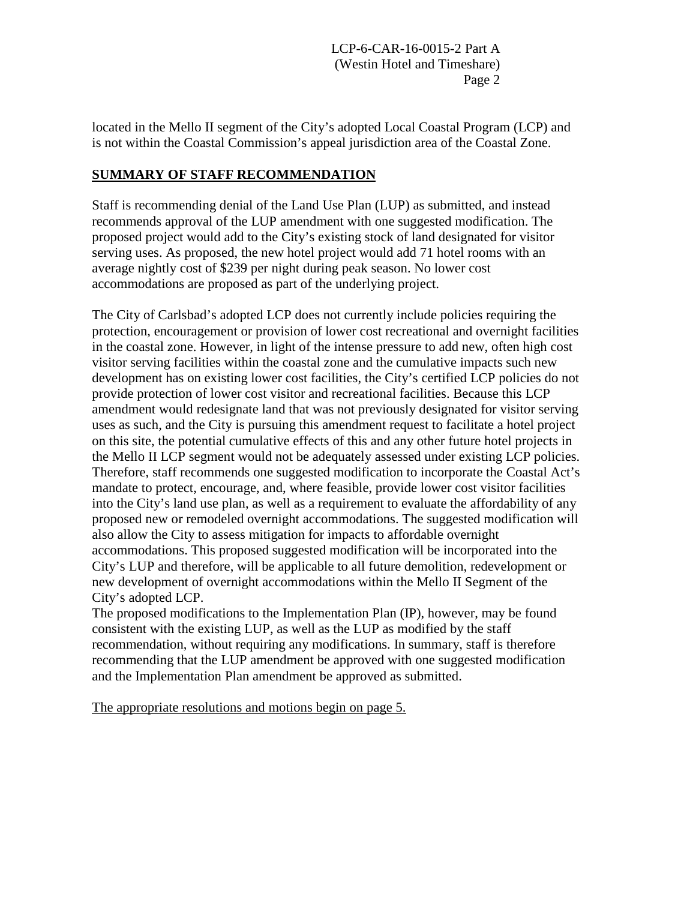located in the Mello II segment of the City's adopted Local Coastal Program (LCP) and is not within the Coastal Commission's appeal jurisdiction area of the Coastal Zone.

## SUMMARY OF STAFF RECOMMENDATION

Staff is recommending denial of the Land Use Plan (LUP) as submitted, and instead recommends approval of the LUP amendment with one suggested modification. The proposed project would add to the City's existing stock of land designated for visitor serving uses. As proposed, the new hotel project would add 71 hotel rooms with an average nightly cost of $239 per night during peak season. No lower cost accommodations are proposed as part of the underlying project.

The City of Carlsbad's adopted LCP does not currently include policies requiring the protection, encouragement or provision of lower cost recreational and overnight facilities in the coastal zone. However, in light of the intense pressure to add new, often high cost visitor serving facilities within the coastal zone and the cumulative impacts such new development has on existing lower cost facilities, the City's certified LCP policies do not provide protection of lower cost visitor and recreational facilities. Because this LCP amendment would redesignate land that was not previously designated for visitor serving uses as such, and the City is pursuing this amendment request to facilitate a hotel project on this site, the potential cumulative effects of this and any other future hotel projects in the Mello II LCP segment would not be adequately assessed under existing LCP policies. Therefore, staff recommends one suggested modification to incorporate the Coastal Act's mandate to protect, encourage, and, where feasible, provide lower cost visitor facilities into the City's land use plan, as well as a requirement to evaluate the affordability of any proposed new or remodeled overnight accommodations. The suggested modification will also allow the City to assess mitigation for impacts to affordable overnight accommodations. This proposed suggested modification will be incorporated into the City's LUP and therefore, will be applicable to all future demolition, redevelopment or new development of overnight accommodations within the Mello II Segment of the City's adopted LCP.

The proposed modifications to the Implementation Plan (IP), however, may be found consistent with the existing LUP, as well as the LUP as modified by the staff recommendation, without requiring any modifications. In summary, staff is therefore recommending that the LUP amendment be approved with one suggested modification and the Implementation Plan amendment be approved as submitted.

The appropriate resolutions and motions begin on page 5.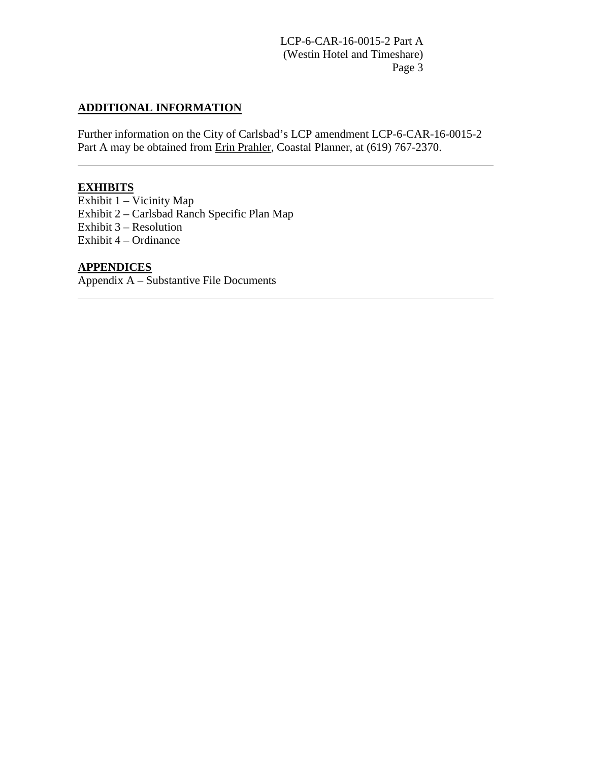## ADDITIONAL INFORMATION

Further information on the City of Carlsbad's LCP amendment LCP-6-CAR-16-0015-2 Part A may be obtained from Erin Prahler, Coastal Planner, at (619) 767-2370.

---

## EXHIBITS

Exhibit 1 – Vicinity Map
Exhibit 2 – Carlsbad Ranch Specific Plan Map
Exhibit 3 – Resolution
Exhibit 4 – Ordinance

## APPENDICES

Appendix A – Substantive File Documents

---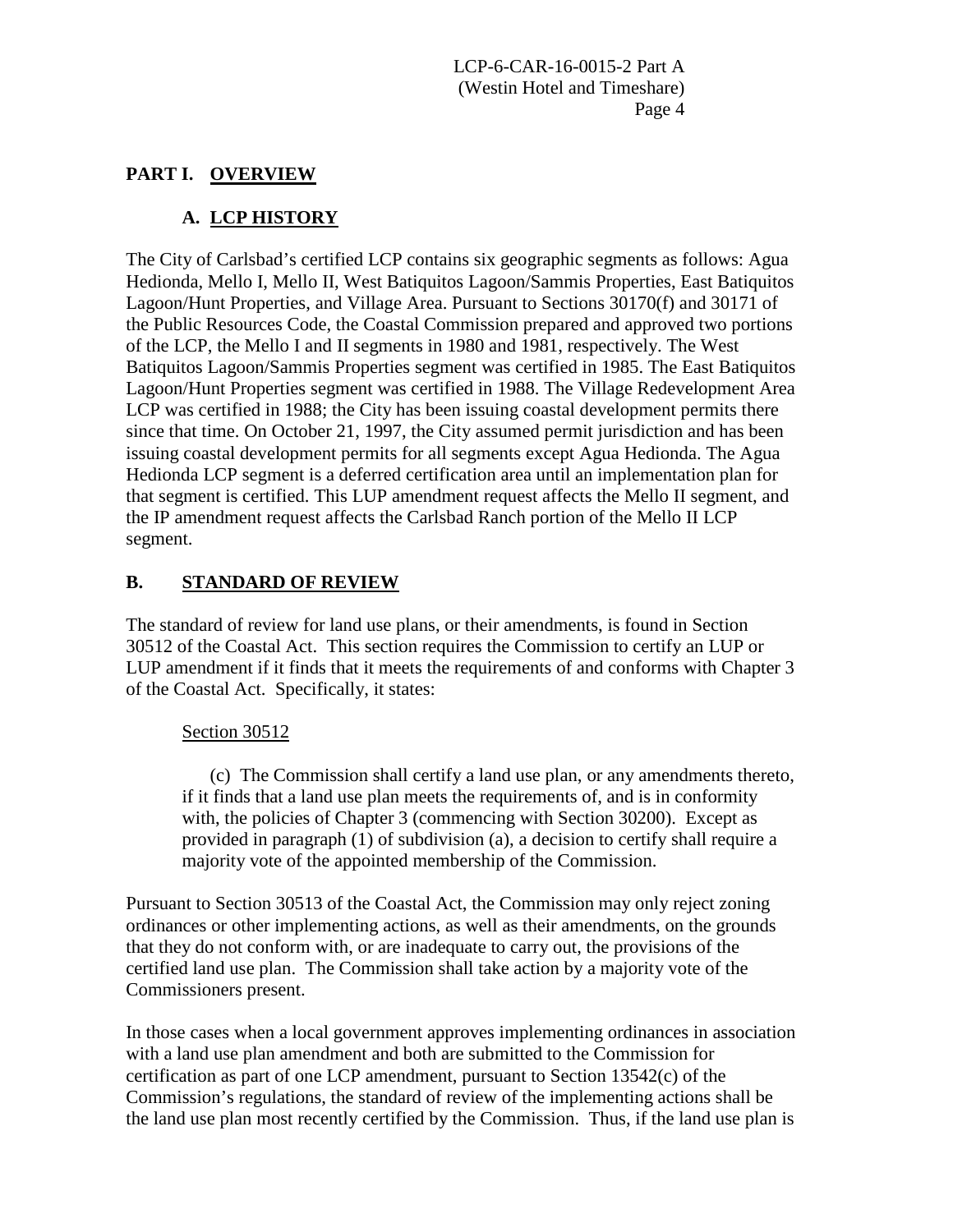## PART I. OVERVIEW

### A. LCP HISTORY

The City of Carlsbad's certified LCP contains six geographic segments as follows: Agua Hedionda, Mello I, Mello II, West Batiquitos Lagoon/Sammis Properties, East Batiquitos Lagoon/Hunt Properties, and Village Area. Pursuant to Sections 30170(f) and 30171 of the Public Resources Code, the Coastal Commission prepared and approved two portions of the LCP, the Mello I and II segments in 1980 and 1981, respectively. The West Batiquitos Lagoon/Sammis Properties segment was certified in 1985. The East Batiquitos Lagoon/Hunt Properties segment was certified in 1988. The Village Redevelopment Area LCP was certified in 1988; the City has been issuing coastal development permits there since that time. On October 21, 1997, the City assumed permit jurisdiction and has been issuing coastal development permits for all segments except Agua Hedionda. The Agua Hedionda LCP segment is a deferred certification area until an implementation plan for that segment is certified. This LUP amendment request affects the Mello II segment, and the IP amendment request affects the Carlsbad Ranch portion of the Mello II LCP segment.

### B. STANDARD OF REVIEW

The standard of review for land use plans, or their amendments, is found in Section 30512 of the Coastal Act. This section requires the Commission to certify an LUP or LUP amendment if it finds that it meets the requirements of and conforms with Chapter 3 of the Coastal Act. Specifically, it states:

Section 30512

> (c) The Commission shall certify a land use plan, or any amendments thereto, if it finds that a land use plan meets the requirements of, and is in conformity with, the policies of Chapter 3 (commencing with Section 30200). Except as provided in paragraph (1) of subdivision (a), a decision to certify shall require a majority vote of the appointed membership of the Commission.

Pursuant to Section 30513 of the Coastal Act, the Commission may only reject zoning ordinances or other implementing actions, as well as their amendments, on the grounds that they do not conform with, or are inadequate to carry out, the provisions of the certified land use plan. The Commission shall take action by a majority vote of the Commissioners present.

In those cases when a local government approves implementing ordinances in association with a land use plan amendment and both are submitted to the Commission for certification as part of one LCP amendment, pursuant to Section 13542(c) of the Commission's regulations, the standard of review of the implementing actions shall be the land use plan most recently certified by the Commission. Thus, if the land use plan is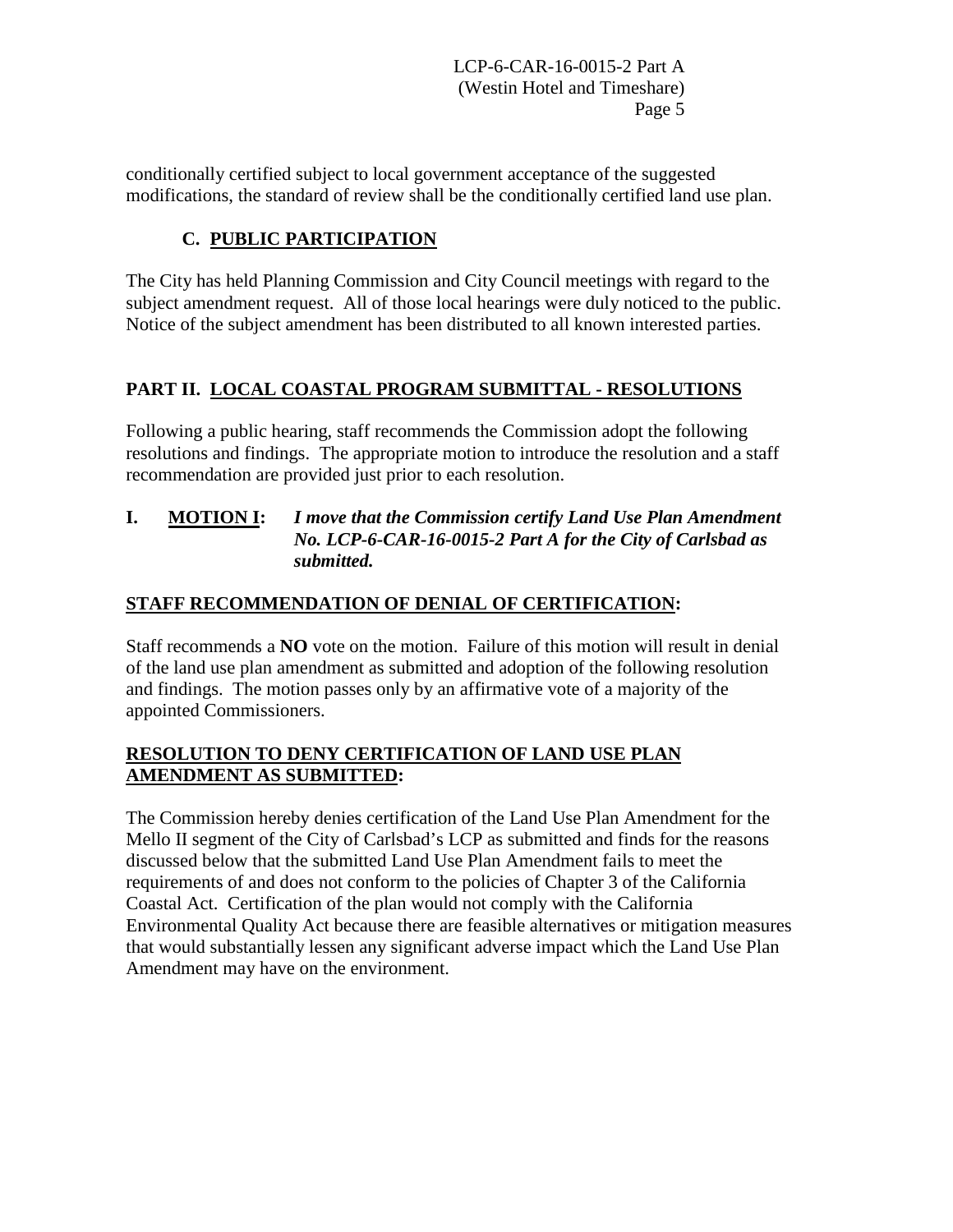conditionally certified subject to local government acceptance of the suggested modifications, the standard of review shall be the conditionally certified land use plan.

### C. PUBLIC PARTICIPATION

The City has held Planning Commission and City Council meetings with regard to the subject amendment request. All of those local hearings were duly noticed to the public. Notice of the subject amendment has been distributed to all known interested parties.

## PART II. LOCAL COASTAL PROGRAM SUBMITTAL - RESOLUTIONS

Following a public hearing, staff recommends the Commission adopt the following resolutions and findings. The appropriate motion to introduce the resolution and a staff recommendation are provided just prior to each resolution.

**I. MOTION I:** ***I move that the Commission certify Land Use Plan Amendment No. LCP-6-CAR-16-0015-2 Part A for the City of Carlsbad as submitted.***

### STAFF RECOMMENDATION OF DENIAL OF CERTIFICATION:

Staff recommends a **NO** vote on the motion. Failure of this motion will result in denial of the land use plan amendment as submitted and adoption of the following resolution and findings. The motion passes only by an affirmative vote of a majority of the appointed Commissioners.

### RESOLUTION TO DENY CERTIFICATION OF LAND USE PLAN AMENDMENT AS SUBMITTED:

The Commission hereby denies certification of the Land Use Plan Amendment for the Mello II segment of the City of Carlsbad's LCP as submitted and finds for the reasons discussed below that the submitted Land Use Plan Amendment fails to meet the requirements of and does not conform to the policies of Chapter 3 of the California Coastal Act. Certification of the plan would not comply with the California Environmental Quality Act because there are feasible alternatives or mitigation measures that would substantially lessen any significant adverse impact which the Land Use Plan Amendment may have on the environment.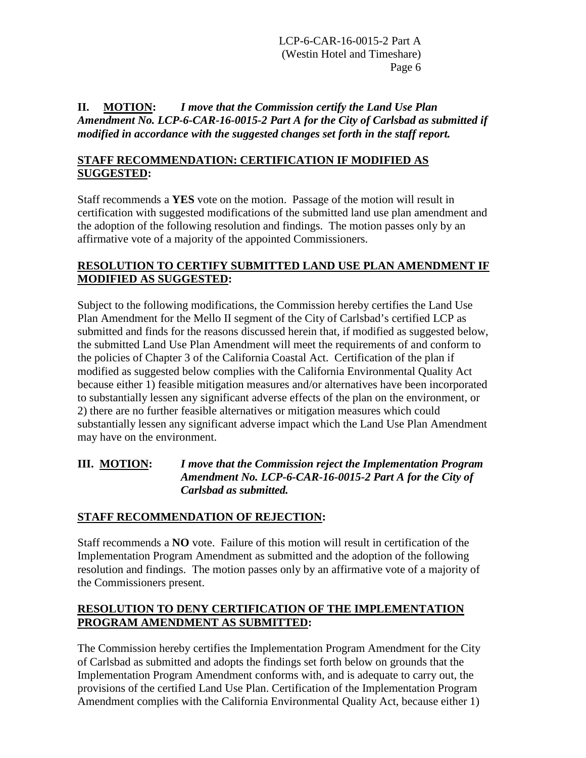**II. <u>MOTION</u>:** ***I move that the Commission certify the Land Use Plan Amendment No. LCP-6-CAR-16-0015-2 Part A for the City of Carlsbad as submitted if modified in accordance with the suggested changes set forth in the staff report.***

**<u>STAFF RECOMMENDATION: CERTIFICATION IF MODIFIED AS SUGGESTED</u>:**

Staff recommends a **YES** vote on the motion. Passage of the motion will result in certification with suggested modifications of the submitted land use plan amendment and the adoption of the following resolution and findings. The motion passes only by an affirmative vote of a majority of the appointed Commissioners.

**<u>RESOLUTION TO CERTIFY SUBMITTED LAND USE PLAN AMENDMENT IF MODIFIED AS SUGGESTED</u>:**

Subject to the following modifications, the Commission hereby certifies the Land Use Plan Amendment for the Mello II segment of the City of Carlsbad's certified LCP as submitted and finds for the reasons discussed herein that, if modified as suggested below, the submitted Land Use Plan Amendment will meet the requirements of and conform to the policies of Chapter 3 of the California Coastal Act. Certification of the plan if modified as suggested below complies with the California Environmental Quality Act because either 1) feasible mitigation measures and/or alternatives have been incorporated to substantially lessen any significant adverse effects of the plan on the environment, or 2) there are no further feasible alternatives or mitigation measures which could substantially lessen any significant adverse impact which the Land Use Plan Amendment may have on the environment.

**III. <u>MOTION</u>:** ***I move that the Commission reject the Implementation Program Amendment No. LCP-6-CAR-16-0015-2 Part A for the City of Carlsbad as submitted.***

**<u>STAFF RECOMMENDATION OF REJECTION</u>:**

Staff recommends a **NO** vote. Failure of this motion will result in certification of the Implementation Program Amendment as submitted and the adoption of the following resolution and findings. The motion passes only by an affirmative vote of a majority of the Commissioners present.

**<u>RESOLUTION TO DENY CERTIFICATION OF THE IMPLEMENTATION PROGRAM AMENDMENT AS SUBMITTED</u>:**

The Commission hereby certifies the Implementation Program Amendment for the City of Carlsbad as submitted and adopts the findings set forth below on grounds that the Implementation Program Amendment conforms with, and is adequate to carry out, the provisions of the certified Land Use Plan. Certification of the Implementation Program Amendment complies with the California Environmental Quality Act, because either 1)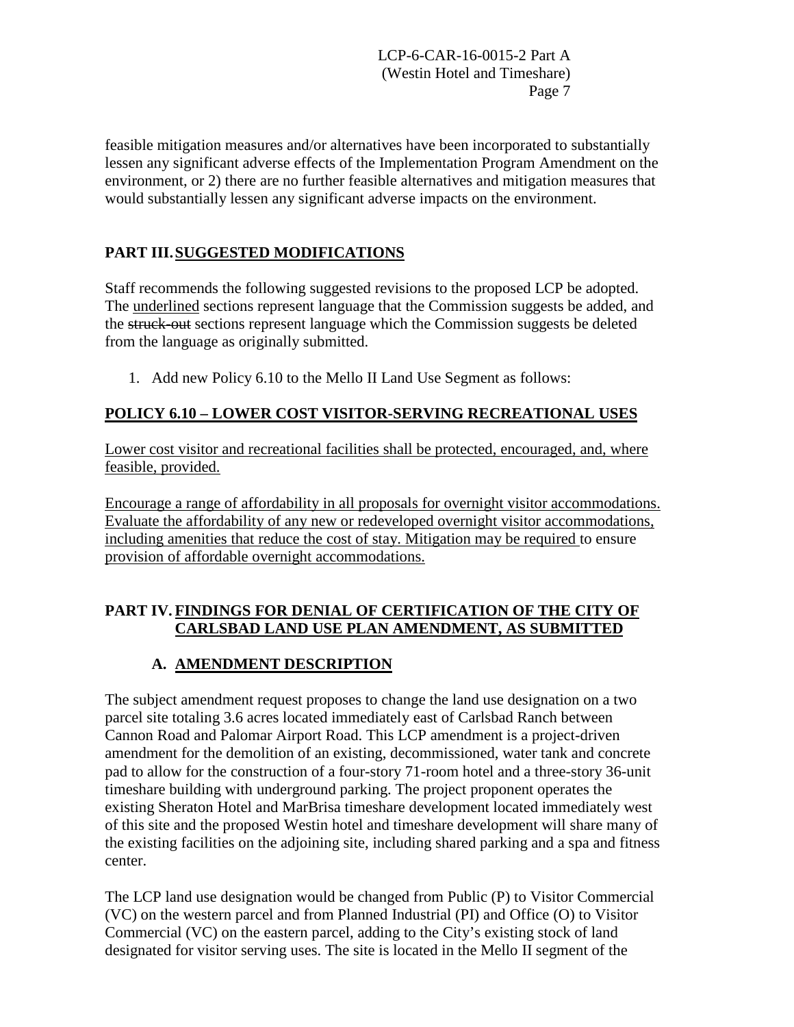feasible mitigation measures and/or alternatives have been incorporated to substantially lessen any significant adverse effects of the Implementation Program Amendment on the environment, or 2) there are no further feasible alternatives and mitigation measures that would substantially lessen any significant adverse impacts on the environment.

## PART III. SUGGESTED MODIFICATIONS

Staff recommends the following suggested revisions to the proposed LCP be adopted. The <u>underlined</u> sections represent language that the Commission suggests be added, and the ~~struck-out~~ sections represent language which the Commission suggests be deleted from the language as originally submitted.

1. Add new Policy 6.10 to the Mello II Land Use Segment as follows:

### <u>POLICY 6.10 – LOWER COST VISITOR-SERVING RECREATIONAL USES</u>

<u>Lower cost visitor and recreational facilities shall be protected, encouraged, and, where feasible, provided.</u>

<u>Encourage a range of affordability in all proposals for overnight visitor accommodations. Evaluate the affordability of any new or redeveloped overnight visitor accommodations, including amenities that reduce the cost of stay. Mitigation may be required to ensure provision of affordable overnight accommodations.</u>

## PART IV. FINDINGS FOR DENIAL OF CERTIFICATION OF THE CITY OF CARLSBAD LAND USE PLAN AMENDMENT, AS SUBMITTED

### A. AMENDMENT DESCRIPTION

The subject amendment request proposes to change the land use designation on a two parcel site totaling 3.6 acres located immediately east of Carlsbad Ranch between Cannon Road and Palomar Airport Road. This LCP amendment is a project-driven amendment for the demolition of an existing, decommissioned, water tank and concrete pad to allow for the construction of a four-story 71-room hotel and a three-story 36-unit timeshare building with underground parking. The project proponent operates the existing Sheraton Hotel and MarBrisa timeshare development located immediately west of this site and the proposed Westin hotel and timeshare development will share many of the existing facilities on the adjoining site, including shared parking and a spa and fitness center.

The LCP land use designation would be changed from Public (P) to Visitor Commercial (VC) on the western parcel and from Planned Industrial (PI) and Office (O) to Visitor Commercial (VC) on the eastern parcel, adding to the City's existing stock of land designated for visitor serving uses. The site is located in the Mello II segment of the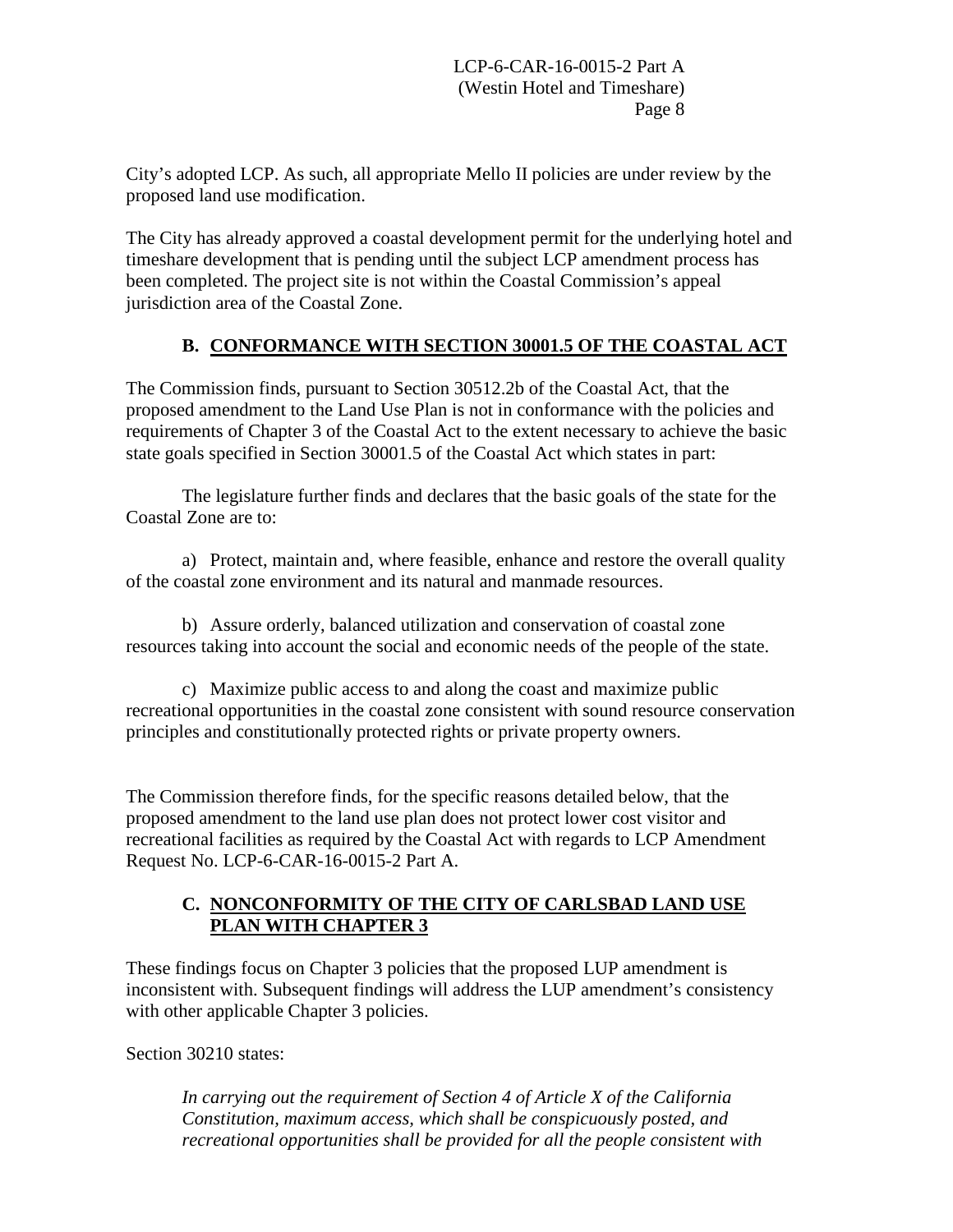City's adopted LCP. As such, all appropriate Mello II policies are under review by the proposed land use modification.

The City has already approved a coastal development permit for the underlying hotel and timeshare development that is pending until the subject LCP amendment process has been completed. The project site is not within the Coastal Commission's appeal jurisdiction area of the Coastal Zone.

## B. CONFORMANCE WITH SECTION 30001.5 OF THE COASTAL ACT

The Commission finds, pursuant to Section 30512.2b of the Coastal Act, that the proposed amendment to the Land Use Plan is not in conformance with the policies and requirements of Chapter 3 of the Coastal Act to the extent necessary to achieve the basic state goals specified in Section 30001.5 of the Coastal Act which states in part:

The legislature further finds and declares that the basic goals of the state for the Coastal Zone are to:

a) Protect, maintain and, where feasible, enhance and restore the overall quality of the coastal zone environment and its natural and manmade resources.

b) Assure orderly, balanced utilization and conservation of coastal zone resources taking into account the social and economic needs of the people of the state.

c) Maximize public access to and along the coast and maximize public recreational opportunities in the coastal zone consistent with sound resource conservation principles and constitutionally protected rights or private property owners.

The Commission therefore finds, for the specific reasons detailed below, that the proposed amendment to the land use plan does not protect lower cost visitor and recreational facilities as required by the Coastal Act with regards to LCP Amendment Request No. LCP-6-CAR-16-0015-2 Part A.

## C. NONCONFORMITY OF THE CITY OF CARLSBAD LAND USE PLAN WITH CHAPTER 3

These findings focus on Chapter 3 policies that the proposed LUP amendment is inconsistent with. Subsequent findings will address the LUP amendment's consistency with other applicable Chapter 3 policies.

Section 30210 states:

> *In carrying out the requirement of Section 4 of Article X of the California Constitution, maximum access, which shall be conspicuously posted, and recreational opportunities shall be provided for all the people consistent with*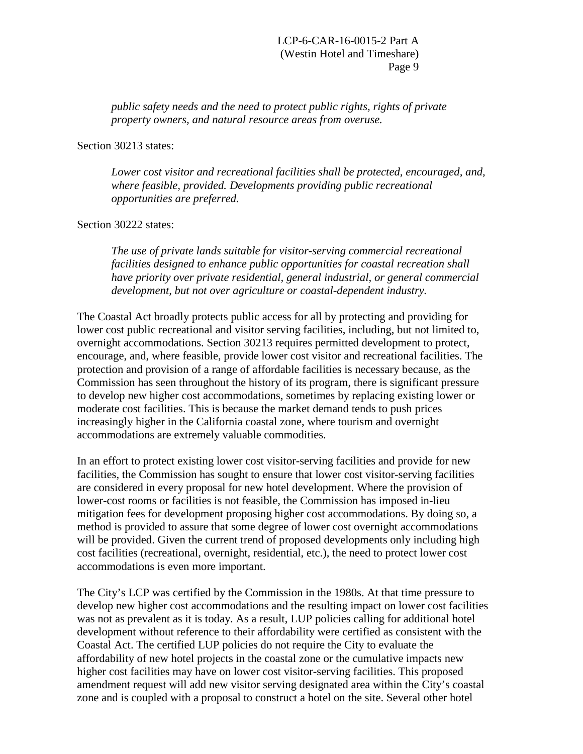*public safety needs and the need to protect public rights, rights of private property owners, and natural resource areas from overuse.*

Section 30213 states:

*Lower cost visitor and recreational facilities shall be protected, encouraged, and, where feasible, provided. Developments providing public recreational opportunities are preferred.*

Section 30222 states:

*The use of private lands suitable for visitor-serving commercial recreational facilities designed to enhance public opportunities for coastal recreation shall have priority over private residential, general industrial, or general commercial development, but not over agriculture or coastal-dependent industry.*

The Coastal Act broadly protects public access for all by protecting and providing for lower cost public recreational and visitor serving facilities, including, but not limited to, overnight accommodations. Section 30213 requires permitted development to protect, encourage, and, where feasible, provide lower cost visitor and recreational facilities. The protection and provision of a range of affordable facilities is necessary because, as the Commission has seen throughout the history of its program, there is significant pressure to develop new higher cost accommodations, sometimes by replacing existing lower or moderate cost facilities. This is because the market demand tends to push prices increasingly higher in the California coastal zone, where tourism and overnight accommodations are extremely valuable commodities.

In an effort to protect existing lower cost visitor-serving facilities and provide for new facilities, the Commission has sought to ensure that lower cost visitor-serving facilities are considered in every proposal for new hotel development. Where the provision of lower-cost rooms or facilities is not feasible, the Commission has imposed in-lieu mitigation fees for development proposing higher cost accommodations. By doing so, a method is provided to assure that some degree of lower cost overnight accommodations will be provided. Given the current trend of proposed developments only including high cost facilities (recreational, overnight, residential, etc.), the need to protect lower cost accommodations is even more important.

The City's LCP was certified by the Commission in the 1980s. At that time pressure to develop new higher cost accommodations and the resulting impact on lower cost facilities was not as prevalent as it is today. As a result, LUP policies calling for additional hotel development without reference to their affordability were certified as consistent with the Coastal Act. The certified LUP policies do not require the City to evaluate the affordability of new hotel projects in the coastal zone or the cumulative impacts new higher cost facilities may have on lower cost visitor-serving facilities. This proposed amendment request will add new visitor serving designated area within the City's coastal zone and is coupled with a proposal to construct a hotel on the site. Several other hotel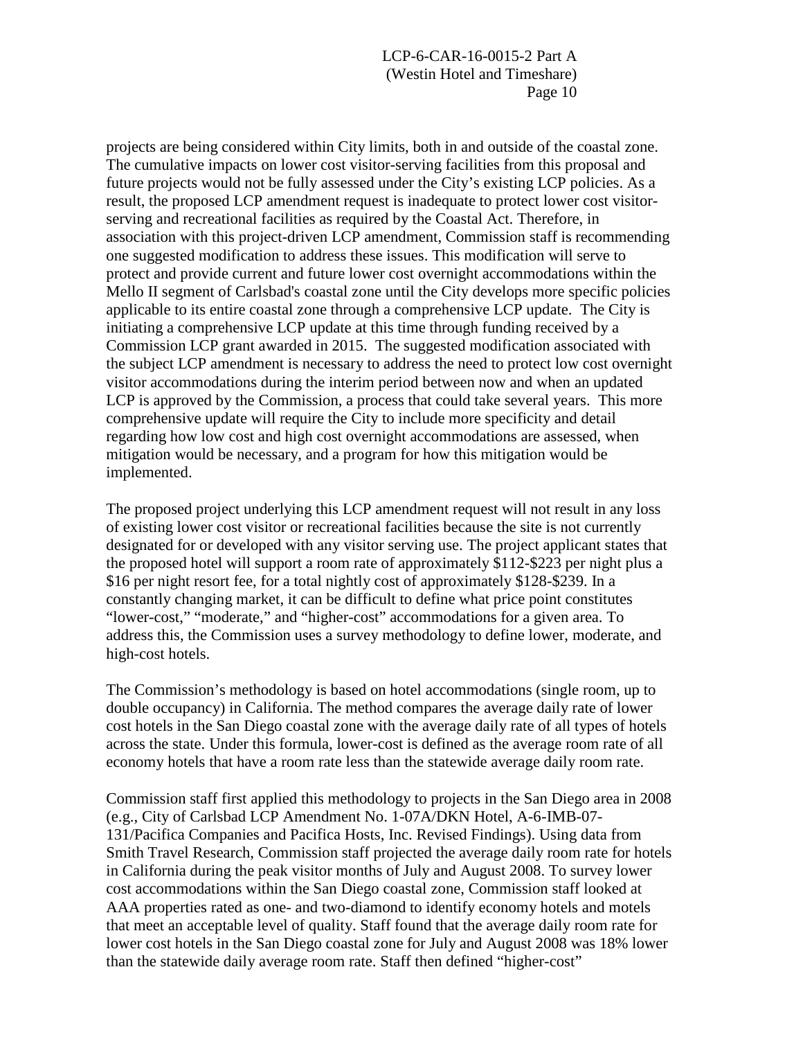projects are being considered within City limits, both in and outside of the coastal zone. The cumulative impacts on lower cost visitor-serving facilities from this proposal and future projects would not be fully assessed under the City's existing LCP policies. As a result, the proposed LCP amendment request is inadequate to protect lower cost visitor-serving and recreational facilities as required by the Coastal Act. Therefore, in association with this project-driven LCP amendment, Commission staff is recommending one suggested modification to address these issues. This modification will serve to protect and provide current and future lower cost overnight accommodations within the Mello II segment of Carlsbad's coastal zone until the City develops more specific policies applicable to its entire coastal zone through a comprehensive LCP update. The City is initiating a comprehensive LCP update at this time through funding received by a Commission LCP grant awarded in 2015. The suggested modification associated with the subject LCP amendment is necessary to address the need to protect low cost overnight visitor accommodations during the interim period between now and when an updated LCP is approved by the Commission, a process that could take several years. This more comprehensive update will require the City to include more specificity and detail regarding how low cost and high cost overnight accommodations are assessed, when mitigation would be necessary, and a program for how this mitigation would be implemented.

The proposed project underlying this LCP amendment request will not result in any loss of existing lower cost visitor or recreational facilities because the site is not currently designated for or developed with any visitor serving use. The project applicant states that the proposed hotel will support a room rate of approximately $112-$223 per night plus a $16 per night resort fee, for a total nightly cost of approximately $128-$239. In a constantly changing market, it can be difficult to define what price point constitutes "lower-cost," "moderate," and "higher-cost" accommodations for a given area. To address this, the Commission uses a survey methodology to define lower, moderate, and high-cost hotels.

The Commission's methodology is based on hotel accommodations (single room, up to double occupancy) in California. The method compares the average daily rate of lower cost hotels in the San Diego coastal zone with the average daily rate of all types of hotels across the state. Under this formula, lower-cost is defined as the average room rate of all economy hotels that have a room rate less than the statewide average daily room rate.

Commission staff first applied this methodology to projects in the San Diego area in 2008 (e.g., City of Carlsbad LCP Amendment No. 1-07A/DKN Hotel, A-6-IMB-07-131/Pacifica Companies and Pacifica Hosts, Inc. Revised Findings). Using data from Smith Travel Research, Commission staff projected the average daily room rate for hotels in California during the peak visitor months of July and August 2008. To survey lower cost accommodations within the San Diego coastal zone, Commission staff looked at AAA properties rated as one- and two-diamond to identify economy hotels and motels that meet an acceptable level of quality. Staff found that the average daily room rate for lower cost hotels in the San Diego coastal zone for July and August 2008 was 18% lower than the statewide daily average room rate. Staff then defined "higher-cost"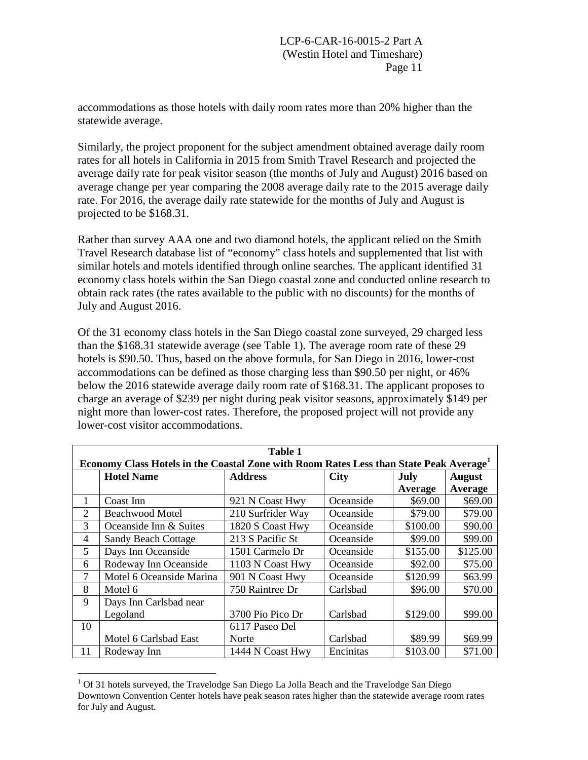accommodations as those hotels with daily room rates more than 20% higher than the statewide average.

Similarly, the project proponent for the subject amendment obtained average daily room rates for all hotels in California in 2015 from Smith Travel Research and projected the average daily rate for peak visitor season (the months of July and August) 2016 based on average change per year comparing the 2008 average daily rate to the 2015 average daily rate. For 2016, the average daily rate statewide for the months of July and August is projected to be $168.31.

Rather than survey AAA one and two diamond hotels, the applicant relied on the Smith Travel Research database list of "economy" class hotels and supplemented that list with similar hotels and motels identified through online searches. The applicant identified 31 economy class hotels within the San Diego coastal zone and conducted online research to obtain rack rates (the rates available to the public with no discounts) for the months of July and August 2016.

Of the 31 economy class hotels in the San Diego coastal zone surveyed, 29 charged less than the $168.31 statewide average (see Table 1). The average room rate of these 29 hotels is $90.50. Thus, based on the above formula, for San Diego in 2016, lower-cost accommodations can be defined as those charging less than $90.50 per night, or 46% below the 2016 statewide average daily room rate of $168.31. The applicant proposes to charge an average of $239 per night during peak visitor seasons, approximately $149 per night more than lower-cost rates. Therefore, the proposed project will not provide any lower-cost visitor accommodations.

**Table 1**
**Economy Class Hotels in the Coastal Zone with Room Rates Less than State Peak Average[1]**

| | Hotel Name | Address | City | July Average | August Average |
|---|---|---|---|---|---|
| 1 | Coast Inn | 921 N Coast Hwy | Oceanside | $69.00 | $69.00 |
| 2 | Beachwood Motel | 210 Surfrider Way | Oceanside | $79.00 | $79.00 |
| 3 | Oceanside Inn & Suites | 1820 S Coast Hwy | Oceanside | $100.00 | $90.00 |
| 4 | Sandy Beach Cottage | 213 S Pacific St | Oceanside | $99.00 | $99.00 |
| 5 | Days Inn Oceanside | 1501 Carmelo Dr | Oceanside | $155.00 | $125.00 |
| 6 | Rodeway Inn Oceanside | 1103 N Coast Hwy | Oceanside | $92.00 | $75.00 |
| 7 | Motel 6 Oceanside Marina | 901 N Coast Hwy | Oceanside | $120.99 | $63.99 |
| 8 | Motel 6 | 750 Raintree Dr | Carlsbad | $96.00 | $70.00 |
| 9 | Days Inn Carlsbad near Legoland | 3700 Pio Pico Dr | Carlsbad | $129.00 | $99.00 |
| 10 | Motel 6 Carlsbad East | 6117 Paseo Del Norte | Carlsbad | $89.99 | $69.99 |
| 11 | Rodeway Inn | 1444 N Coast Hwy | Encinitas | $103.00 | $71.00 |

[1] Of 31 hotels surveyed, the Travelodge San Diego La Jolla Beach and the Travelodge San Diego Downtown Convention Center hotels have peak season rates higher than the statewide average room rates for July and August.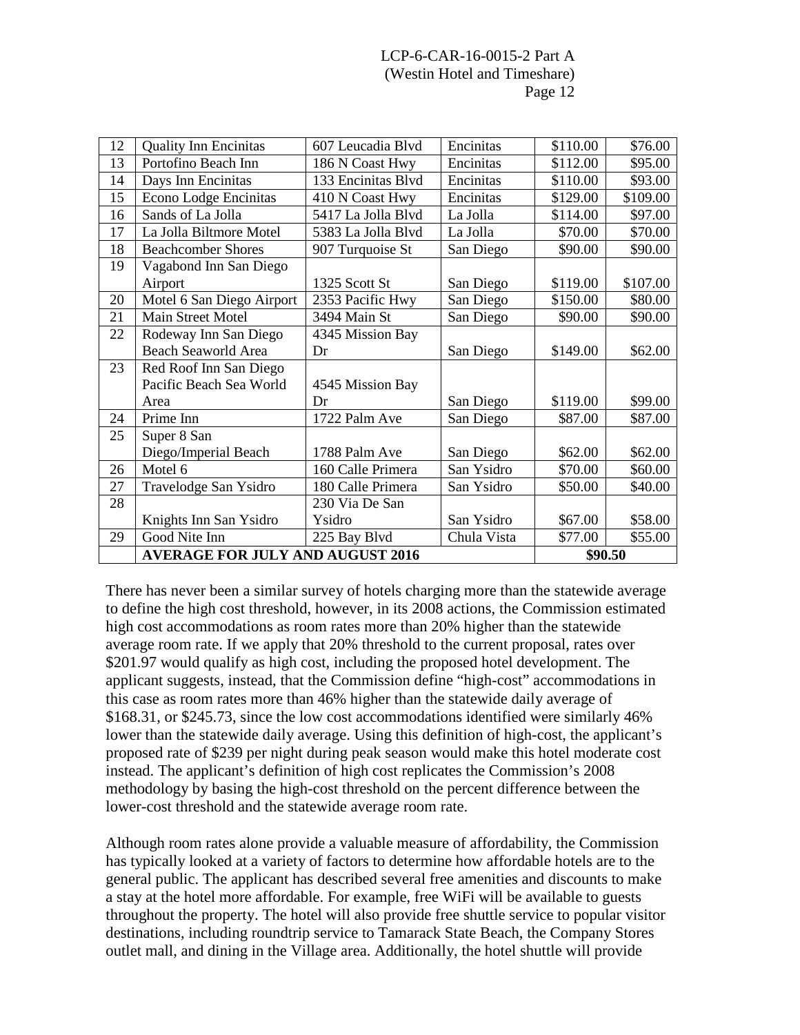| 12 | Quality Inn Encinitas | 607 Leucadia Blvd | Encinitas | $110.00 | $76.00 |
|---|---|---|---|---|---|
| 13 | Portofino Beach Inn | 186 N Coast Hwy | Encinitas | $112.00 | $95.00 |
| 14 | Days Inn Encinitas | 133 Encinitas Blvd | Encinitas | $110.00 | $93.00 |
| 15 | Econo Lodge Encinitas | 410 N Coast Hwy | Encinitas | $129.00 | $109.00 |
| 16 | Sands of La Jolla | 5417 La Jolla Blvd | La Jolla | $114.00 | $97.00 |
| 17 | La Jolla Biltmore Motel | 5383 La Jolla Blvd | La Jolla | $70.00 | $70.00 |
| 18 | Beachcomber Shores | 907 Turquoise St | San Diego | $90.00 | $90.00 |
| 19 | Vagabond Inn San Diego Airport | 1325 Scott St | San Diego | $119.00 | $107.00 |
| 20 | Motel 6 San Diego Airport | 2353 Pacific Hwy | San Diego | $150.00 | $80.00 |
| 21 | Main Street Motel | 3494 Main St | San Diego | $90.00 | $90.00 |
| 22 | Rodeway Inn San Diego Beach Seaworld Area | 4345 Mission Bay Dr | San Diego | $149.00 | $62.00 |
| 23 | Red Roof Inn San Diego Pacific Beach Sea World Area | 4545 Mission Bay Dr | San Diego | $119.00 | $99.00 |
| 24 | Prime Inn | 1722 Palm Ave | San Diego | $87.00 | $87.00 |
| 25 | Super 8 San Diego/Imperial Beach | 1788 Palm Ave | San Diego | $62.00 | $62.00 |
| 26 | Motel 6 | 160 Calle Primera | San Ysidro | $70.00 | $60.00 |
| 27 | Travelodge San Ysidro | 180 Calle Primera | San Ysidro | $50.00 | $40.00 |
| 28 | Knights Inn San Ysidro | 230 Via De San Ysidro | San Ysidro | $67.00 | $58.00 |
| 29 | Good Nite Inn | 225 Bay Blvd | Chula Vista | $77.00 | $55.00 |
| | **AVERAGE FOR JULY AND AUGUST 2016** | | | **$90.50** | |

There has never been a similar survey of hotels charging more than the statewide average to define the high cost threshold, however, in its 2008 actions, the Commission estimated high cost accommodations as room rates more than 20% higher than the statewide average room rate. If we apply that 20% threshold to the current proposal, rates over $201.97 would qualify as high cost, including the proposed hotel development. The applicant suggests, instead, that the Commission define "high-cost" accommodations in this case as room rates more than 46% higher than the statewide daily average of $168.31, or $245.73, since the low cost accommodations identified were similarly 46% lower than the statewide daily average. Using this definition of high-cost, the applicant's proposed rate of $239 per night during peak season would make this hotel moderate cost instead. The applicant's definition of high cost replicates the Commission's 2008 methodology by basing the high-cost threshold on the percent difference between the lower-cost threshold and the statewide average room rate.

Although room rates alone provide a valuable measure of affordability, the Commission has typically looked at a variety of factors to determine how affordable hotels are to the general public. The applicant has described several free amenities and discounts to make a stay at the hotel more affordable. For example, free WiFi will be available to guests throughout the property. The hotel will also provide free shuttle service to popular visitor destinations, including roundtrip service to Tamarack State Beach, the Company Stores outlet mall, and dining in the Village area. Additionally, the hotel shuttle will provide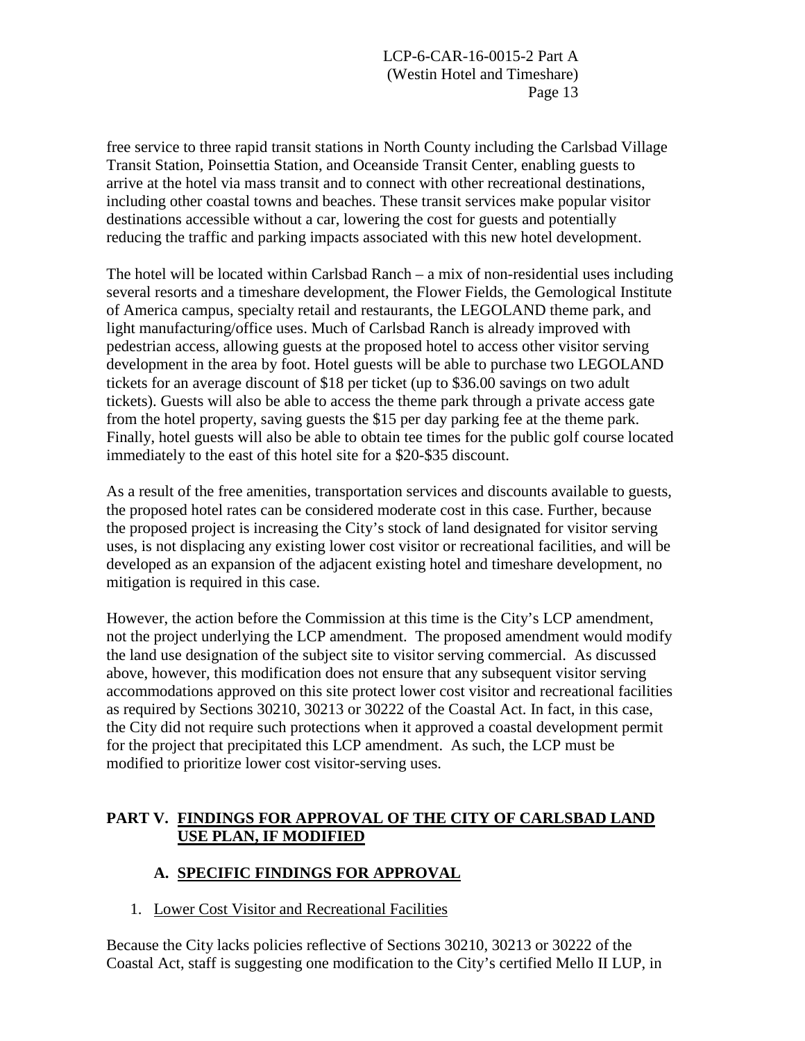free service to three rapid transit stations in North County including the Carlsbad Village Transit Station, Poinsettia Station, and Oceanside Transit Center, enabling guests to arrive at the hotel via mass transit and to connect with other recreational destinations, including other coastal towns and beaches. These transit services make popular visitor destinations accessible without a car, lowering the cost for guests and potentially reducing the traffic and parking impacts associated with this new hotel development.

The hotel will be located within Carlsbad Ranch – a mix of non-residential uses including several resorts and a timeshare development, the Flower Fields, the Gemological Institute of America campus, specialty retail and restaurants, the LEGOLAND theme park, and light manufacturing/office uses. Much of Carlsbad Ranch is already improved with pedestrian access, allowing guests at the proposed hotel to access other visitor serving development in the area by foot. Hotel guests will be able to purchase two LEGOLAND tickets for an average discount of $18 per ticket (up to $36.00 savings on two adult tickets). Guests will also be able to access the theme park through a private access gate from the hotel property, saving guests the $15 per day parking fee at the theme park. Finally, hotel guests will also be able to obtain tee times for the public golf course located immediately to the east of this hotel site for a $20-$35 discount.

As a result of the free amenities, transportation services and discounts available to guests, the proposed hotel rates can be considered moderate cost in this case. Further, because the proposed project is increasing the City's stock of land designated for visitor serving uses, is not displacing any existing lower cost visitor or recreational facilities, and will be developed as an expansion of the adjacent existing hotel and timeshare development, no mitigation is required in this case.

However, the action before the Commission at this time is the City's LCP amendment, not the project underlying the LCP amendment. The proposed amendment would modify the land use designation of the subject site to visitor serving commercial. As discussed above, however, this modification does not ensure that any subsequent visitor serving accommodations approved on this site protect lower cost visitor and recreational facilities as required by Sections 30210, 30213 or 30222 of the Coastal Act. In fact, in this case, the City did not require such protections when it approved a coastal development permit for the project that precipitated this LCP amendment. As such, the LCP must be modified to prioritize lower cost visitor-serving uses.

## PART V. FINDINGS FOR APPROVAL OF THE CITY OF CARLSBAD LAND USE PLAN, IF MODIFIED

### A. SPECIFIC FINDINGS FOR APPROVAL

1. Lower Cost Visitor and Recreational Facilities

Because the City lacks policies reflective of Sections 30210, 30213 or 30222 of the Coastal Act, staff is suggesting one modification to the City's certified Mello II LUP, in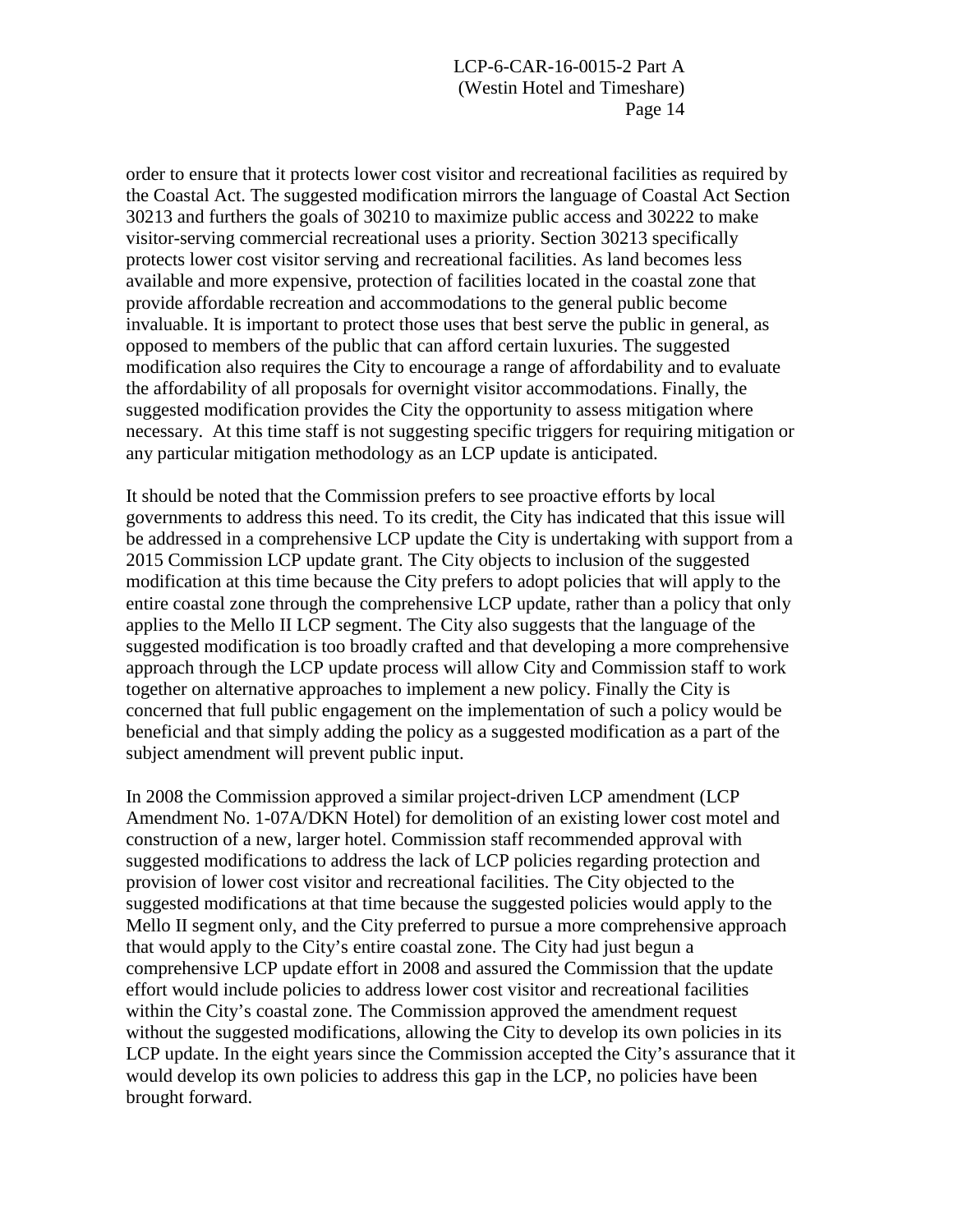order to ensure that it protects lower cost visitor and recreational facilities as required by the Coastal Act. The suggested modification mirrors the language of Coastal Act Section 30213 and furthers the goals of 30210 to maximize public access and 30222 to make visitor-serving commercial recreational uses a priority. Section 30213 specifically protects lower cost visitor serving and recreational facilities. As land becomes less available and more expensive, protection of facilities located in the coastal zone that provide affordable recreation and accommodations to the general public become invaluable. It is important to protect those uses that best serve the public in general, as opposed to members of the public that can afford certain luxuries. The suggested modification also requires the City to encourage a range of affordability and to evaluate the affordability of all proposals for overnight visitor accommodations. Finally, the suggested modification provides the City the opportunity to assess mitigation where necessary. At this time staff is not suggesting specific triggers for requiring mitigation or any particular mitigation methodology as an LCP update is anticipated.

It should be noted that the Commission prefers to see proactive efforts by local governments to address this need. To its credit, the City has indicated that this issue will be addressed in a comprehensive LCP update the City is undertaking with support from a 2015 Commission LCP update grant. The City objects to inclusion of the suggested modification at this time because the City prefers to adopt policies that will apply to the entire coastal zone through the comprehensive LCP update, rather than a policy that only applies to the Mello II LCP segment. The City also suggests that the language of the suggested modification is too broadly crafted and that developing a more comprehensive approach through the LCP update process will allow City and Commission staff to work together on alternative approaches to implement a new policy. Finally the City is concerned that full public engagement on the implementation of such a policy would be beneficial and that simply adding the policy as a suggested modification as a part of the subject amendment will prevent public input.

In 2008 the Commission approved a similar project-driven LCP amendment (LCP Amendment No. 1-07A/DKN Hotel) for demolition of an existing lower cost motel and construction of a new, larger hotel. Commission staff recommended approval with suggested modifications to address the lack of LCP policies regarding protection and provision of lower cost visitor and recreational facilities. The City objected to the suggested modifications at that time because the suggested policies would apply to the Mello II segment only, and the City preferred to pursue a more comprehensive approach that would apply to the City's entire coastal zone. The City had just begun a comprehensive LCP update effort in 2008 and assured the Commission that the update effort would include policies to address lower cost visitor and recreational facilities within the City's coastal zone. The Commission approved the amendment request without the suggested modifications, allowing the City to develop its own policies in its LCP update. In the eight years since the Commission accepted the City's assurance that it would develop its own policies to address this gap in the LCP, no policies have been brought forward.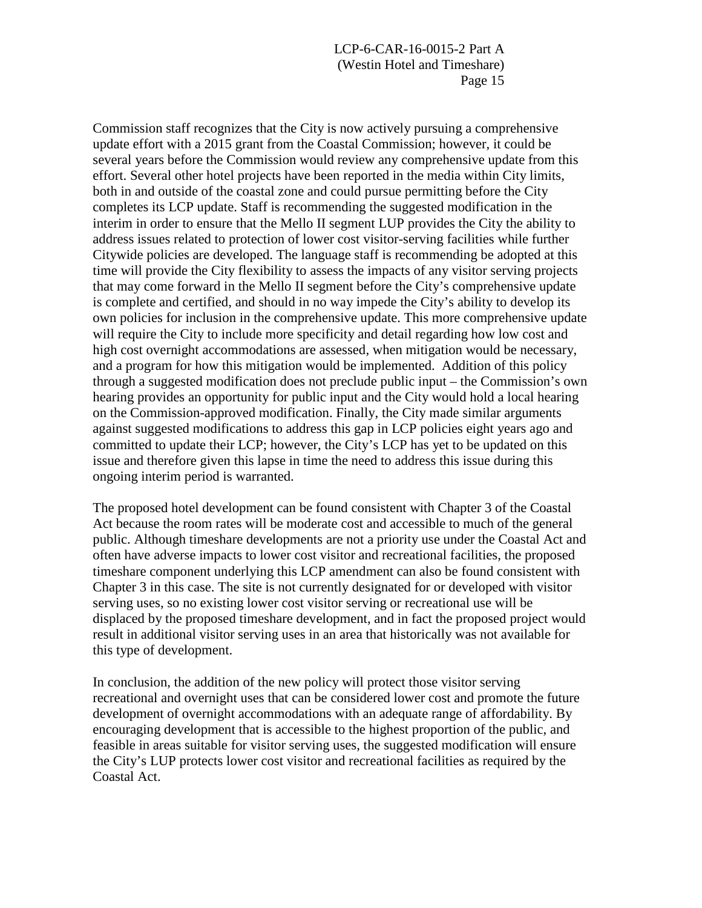Commission staff recognizes that the City is now actively pursuing a comprehensive update effort with a 2015 grant from the Coastal Commission; however, it could be several years before the Commission would review any comprehensive update from this effort. Several other hotel projects have been reported in the media within City limits, both in and outside of the coastal zone and could pursue permitting before the City completes its LCP update. Staff is recommending the suggested modification in the interim in order to ensure that the Mello II segment LUP provides the City the ability to address issues related to protection of lower cost visitor-serving facilities while further Citywide policies are developed. The language staff is recommending be adopted at this time will provide the City flexibility to assess the impacts of any visitor serving projects that may come forward in the Mello II segment before the City's comprehensive update is complete and certified, and should in no way impede the City's ability to develop its own policies for inclusion in the comprehensive update. This more comprehensive update will require the City to include more specificity and detail regarding how low cost and high cost overnight accommodations are assessed, when mitigation would be necessary, and a program for how this mitigation would be implemented. Addition of this policy through a suggested modification does not preclude public input – the Commission's own hearing provides an opportunity for public input and the City would hold a local hearing on the Commission-approved modification. Finally, the City made similar arguments against suggested modifications to address this gap in LCP policies eight years ago and committed to update their LCP; however, the City's LCP has yet to be updated on this issue and therefore given this lapse in time the need to address this issue during this ongoing interim period is warranted.

The proposed hotel development can be found consistent with Chapter 3 of the Coastal Act because the room rates will be moderate cost and accessible to much of the general public. Although timeshare developments are not a priority use under the Coastal Act and often have adverse impacts to lower cost visitor and recreational facilities, the proposed timeshare component underlying this LCP amendment can also be found consistent with Chapter 3 in this case. The site is not currently designated for or developed with visitor serving uses, so no existing lower cost visitor serving or recreational use will be displaced by the proposed timeshare development, and in fact the proposed project would result in additional visitor serving uses in an area that historically was not available for this type of development.

In conclusion, the addition of the new policy will protect those visitor serving recreational and overnight uses that can be considered lower cost and promote the future development of overnight accommodations with an adequate range of affordability. By encouraging development that is accessible to the highest proportion of the public, and feasible in areas suitable for visitor serving uses, the suggested modification will ensure the City's LUP protects lower cost visitor and recreational facilities as required by the Coastal Act.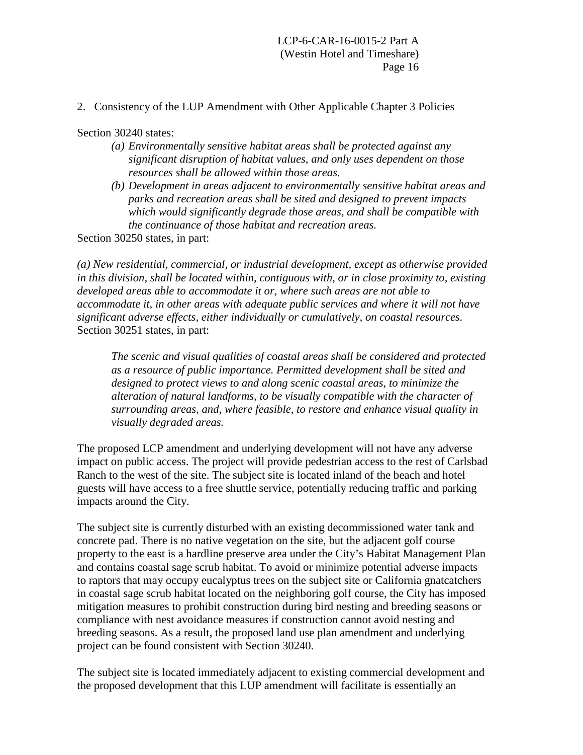2. Consistency of the LUP Amendment with Other Applicable Chapter 3 Policies

Section 30240 states:

> *(a) Environmentally sensitive habitat areas shall be protected against any significant disruption of habitat values, and only uses dependent on those resources shall be allowed within those areas.*
>
> *(b) Development in areas adjacent to environmentally sensitive habitat areas and parks and recreation areas shall be sited and designed to prevent impacts which would significantly degrade those areas, and shall be compatible with the continuance of those habitat and recreation areas.*

Section 30250 states, in part:

*(a) New residential, commercial, or industrial development, except as otherwise provided in this division, shall be located within, contiguous with, or in close proximity to, existing developed areas able to accommodate it or, where such areas are not able to accommodate it, in other areas with adequate public services and where it will not have significant adverse effects, either individually or cumulatively, on coastal resources.*

Section 30251 states, in part:

> *The scenic and visual qualities of coastal areas shall be considered and protected as a resource of public importance. Permitted development shall be sited and designed to protect views to and along scenic coastal areas, to minimize the alteration of natural landforms, to be visually compatible with the character of surrounding areas, and, where feasible, to restore and enhance visual quality in visually degraded areas.*

The proposed LCP amendment and underlying development will not have any adverse impact on public access. The project will provide pedestrian access to the rest of Carlsbad Ranch to the west of the site. The subject site is located inland of the beach and hotel guests will have access to a free shuttle service, potentially reducing traffic and parking impacts around the City.

The subject site is currently disturbed with an existing decommissioned water tank and concrete pad. There is no native vegetation on the site, but the adjacent golf course property to the east is a hardline preserve area under the City's Habitat Management Plan and contains coastal sage scrub habitat. To avoid or minimize potential adverse impacts to raptors that may occupy eucalyptus trees on the subject site or California gnatcatchers in coastal sage scrub habitat located on the neighboring golf course, the City has imposed mitigation measures to prohibit construction during bird nesting and breeding seasons or compliance with nest avoidance measures if construction cannot avoid nesting and breeding seasons. As a result, the proposed land use plan amendment and underlying project can be found consistent with Section 30240.

The subject site is located immediately adjacent to existing commercial development and the proposed development that this LUP amendment will facilitate is essentially an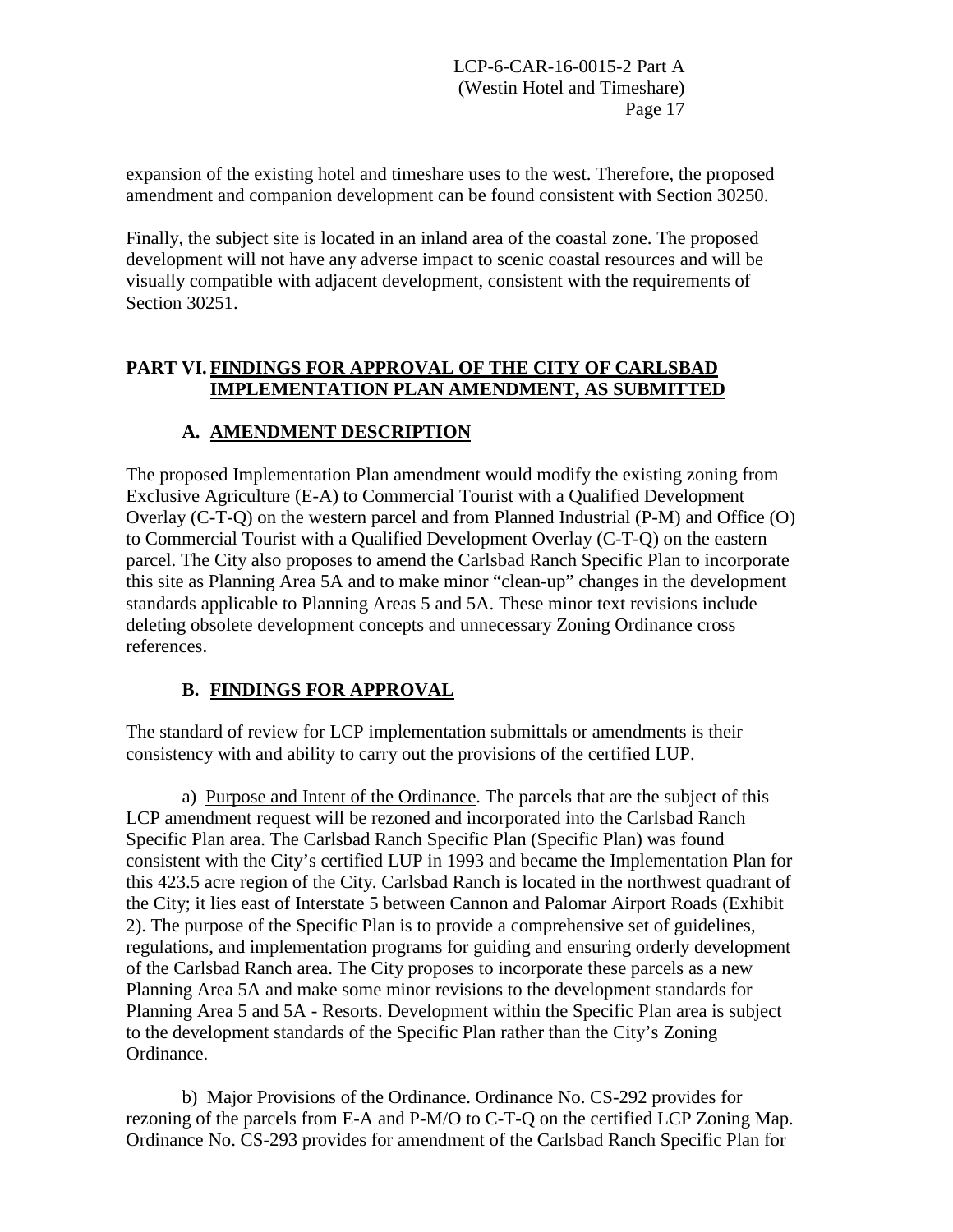expansion of the existing hotel and timeshare uses to the west. Therefore, the proposed amendment and companion development can be found consistent with Section 30250.

Finally, the subject site is located in an inland area of the coastal zone. The proposed development will not have any adverse impact to scenic coastal resources and will be visually compatible with adjacent development, consistent with the requirements of Section 30251.

## PART VI. FINDINGS FOR APPROVAL OF THE CITY OF CARLSBAD IMPLEMENTATION PLAN AMENDMENT, AS SUBMITTED

### A. AMENDMENT DESCRIPTION

The proposed Implementation Plan amendment would modify the existing zoning from Exclusive Agriculture (E-A) to Commercial Tourist with a Qualified Development Overlay (C-T-Q) on the western parcel and from Planned Industrial (P-M) and Office (O) to Commercial Tourist with a Qualified Development Overlay (C-T-Q) on the eastern parcel. The City also proposes to amend the Carlsbad Ranch Specific Plan to incorporate this site as Planning Area 5A and to make minor "clean-up" changes in the development standards applicable to Planning Areas 5 and 5A. These minor text revisions include deleting obsolete development concepts and unnecessary Zoning Ordinance cross references.

### B. FINDINGS FOR APPROVAL

The standard of review for LCP implementation submittals or amendments is their consistency with and ability to carry out the provisions of the certified LUP.

a) Purpose and Intent of the Ordinance. The parcels that are the subject of this LCP amendment request will be rezoned and incorporated into the Carlsbad Ranch Specific Plan area. The Carlsbad Ranch Specific Plan (Specific Plan) was found consistent with the City's certified LUP in 1993 and became the Implementation Plan for this 423.5 acre region of the City. Carlsbad Ranch is located in the northwest quadrant of the City; it lies east of Interstate 5 between Cannon and Palomar Airport Roads (Exhibit 2). The purpose of the Specific Plan is to provide a comprehensive set of guidelines, regulations, and implementation programs for guiding and ensuring orderly development of the Carlsbad Ranch area. The City proposes to incorporate these parcels as a new Planning Area 5A and make some minor revisions to the development standards for Planning Area 5 and 5A - Resorts. Development within the Specific Plan area is subject to the development standards of the Specific Plan rather than the City's Zoning Ordinance.

b) Major Provisions of the Ordinance. Ordinance No. CS-292 provides for rezoning of the parcels from E-A and P-M/O to C-T-Q on the certified LCP Zoning Map. Ordinance No. CS-293 provides for amendment of the Carlsbad Ranch Specific Plan for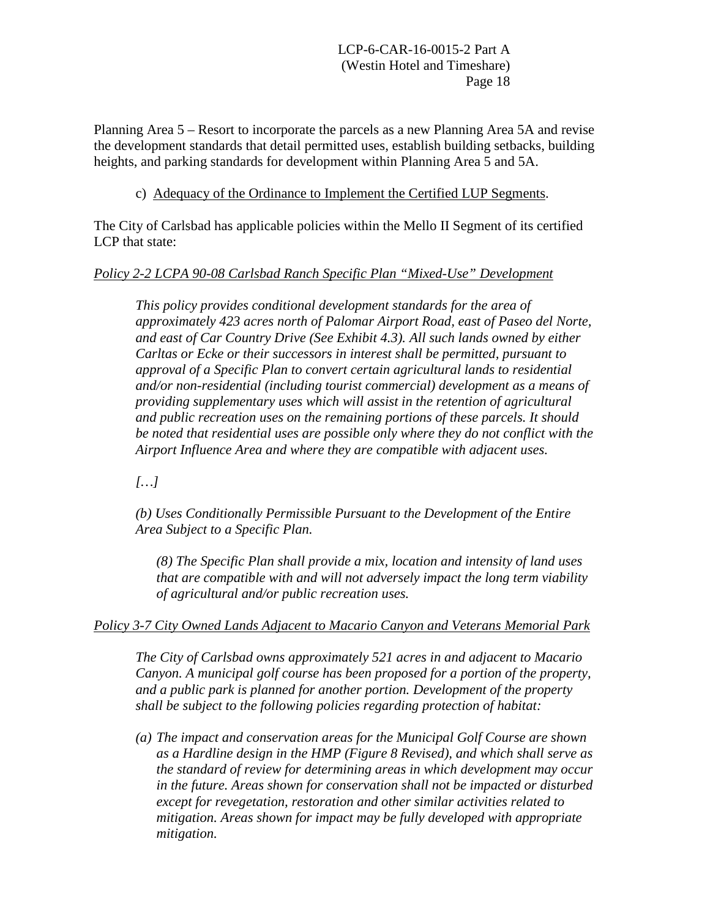Planning Area 5 – Resort to incorporate the parcels as a new Planning Area 5A and revise the development standards that detail permitted uses, establish building setbacks, building heights, and parking standards for development within Planning Area 5 and 5A.

c) Adequacy of the Ordinance to Implement the Certified LUP Segments.

The City of Carlsbad has applicable policies within the Mello II Segment of its certified LCP that state:

*Policy 2-2 LCPA 90-08 Carlsbad Ranch Specific Plan "Mixed-Use" Development*

> *This policy provides conditional development standards for the area of approximately 423 acres north of Palomar Airport Road, east of Paseo del Norte, and east of Car Country Drive (See Exhibit 4.3). All such lands owned by either Carltas or Ecke or their successors in interest shall be permitted, pursuant to approval of a Specific Plan to convert certain agricultural lands to residential and/or non-residential (including tourist commercial) development as a means of providing supplementary uses which will assist in the retention of agricultural and public recreation uses on the remaining portions of these parcels. It should be noted that residential uses are possible only where they do not conflict with the Airport Influence Area and where they are compatible with adjacent uses.*
>
> *[…]*
>
> *(b) Uses Conditionally Permissible Pursuant to the Development of the Entire Area Subject to a Specific Plan.*
>
> > *(8) The Specific Plan shall provide a mix, location and intensity of land uses that are compatible with and will not adversely impact the long term viability of agricultural and/or public recreation uses.*

*Policy 3-7 City Owned Lands Adjacent to Macario Canyon and Veterans Memorial Park*

> *The City of Carlsbad owns approximately 521 acres in and adjacent to Macario Canyon. A municipal golf course has been proposed for a portion of the property, and a public park is planned for another portion. Development of the property shall be subject to the following policies regarding protection of habitat:*
>
> *(a) The impact and conservation areas for the Municipal Golf Course are shown as a Hardline design in the HMP (Figure 8 Revised), and which shall serve as the standard of review for determining areas in which development may occur in the future. Areas shown for conservation shall not be impacted or disturbed except for revegetation, restoration and other similar activities related to mitigation. Areas shown for impact may be fully developed with appropriate mitigation.*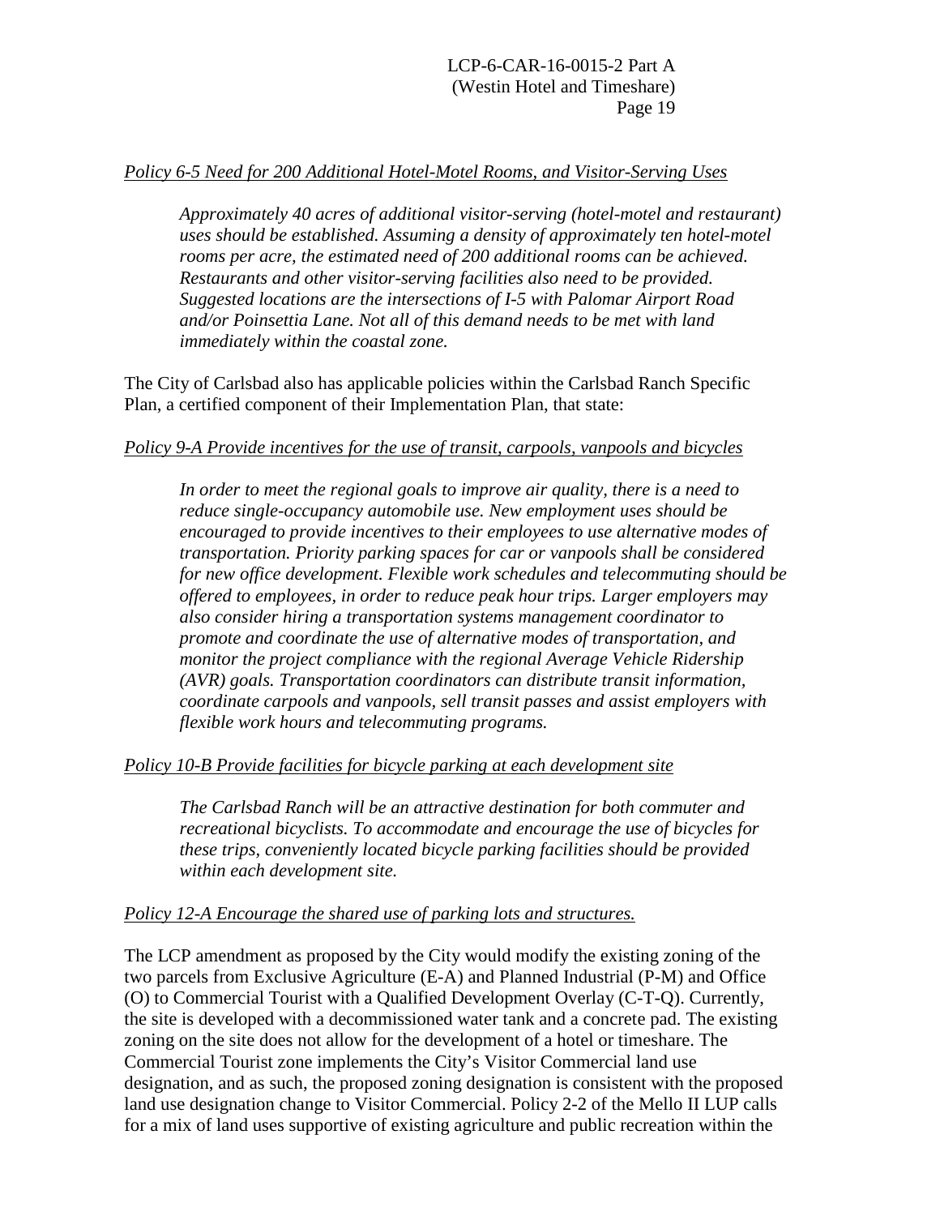<u>*Policy 6-5 Need for 200 Additional Hotel-Motel Rooms, and Visitor-Serving Uses*</u>

> *Approximately 40 acres of additional visitor-serving (hotel-motel and restaurant) uses should be established. Assuming a density of approximately ten hotel-motel rooms per acre, the estimated need of 200 additional rooms can be achieved. Restaurants and other visitor-serving facilities also need to be provided. Suggested locations are the intersections of I-5 with Palomar Airport Road and/or Poinsettia Lane. Not all of this demand needs to be met with land immediately within the coastal zone.*

The City of Carlsbad also has applicable policies within the Carlsbad Ranch Specific Plan, a certified component of their Implementation Plan, that state:

<u>*Policy 9-A Provide incentives for the use of transit, carpools, vanpools and bicycles*</u>

> *In order to meet the regional goals to improve air quality, there is a need to reduce single-occupancy automobile use. New employment uses should be encouraged to provide incentives to their employees to use alternative modes of transportation. Priority parking spaces for car or vanpools shall be considered for new office development. Flexible work schedules and telecommuting should be offered to employees, in order to reduce peak hour trips. Larger employers may also consider hiring a transportation systems management coordinator to promote and coordinate the use of alternative modes of transportation, and monitor the project compliance with the regional Average Vehicle Ridership (AVR) goals. Transportation coordinators can distribute transit information, coordinate carpools and vanpools, sell transit passes and assist employers with flexible work hours and telecommuting programs.*

<u>*Policy 10-B Provide facilities for bicycle parking at each development site*</u>

> *The Carlsbad Ranch will be an attractive destination for both commuter and recreational bicyclists. To accommodate and encourage the use of bicycles for these trips, conveniently located bicycle parking facilities should be provided within each development site.*

<u>*Policy 12-A Encourage the shared use of parking lots and structures.*</u>

The LCP amendment as proposed by the City would modify the existing zoning of the two parcels from Exclusive Agriculture (E-A) and Planned Industrial (P-M) and Office (O) to Commercial Tourist with a Qualified Development Overlay (C-T-Q). Currently, the site is developed with a decommissioned water tank and a concrete pad. The existing zoning on the site does not allow for the development of a hotel or timeshare. The Commercial Tourist zone implements the City's Visitor Commercial land use designation, and as such, the proposed zoning designation is consistent with the proposed land use designation change to Visitor Commercial. Policy 2-2 of the Mello II LUP calls for a mix of land uses supportive of existing agriculture and public recreation within the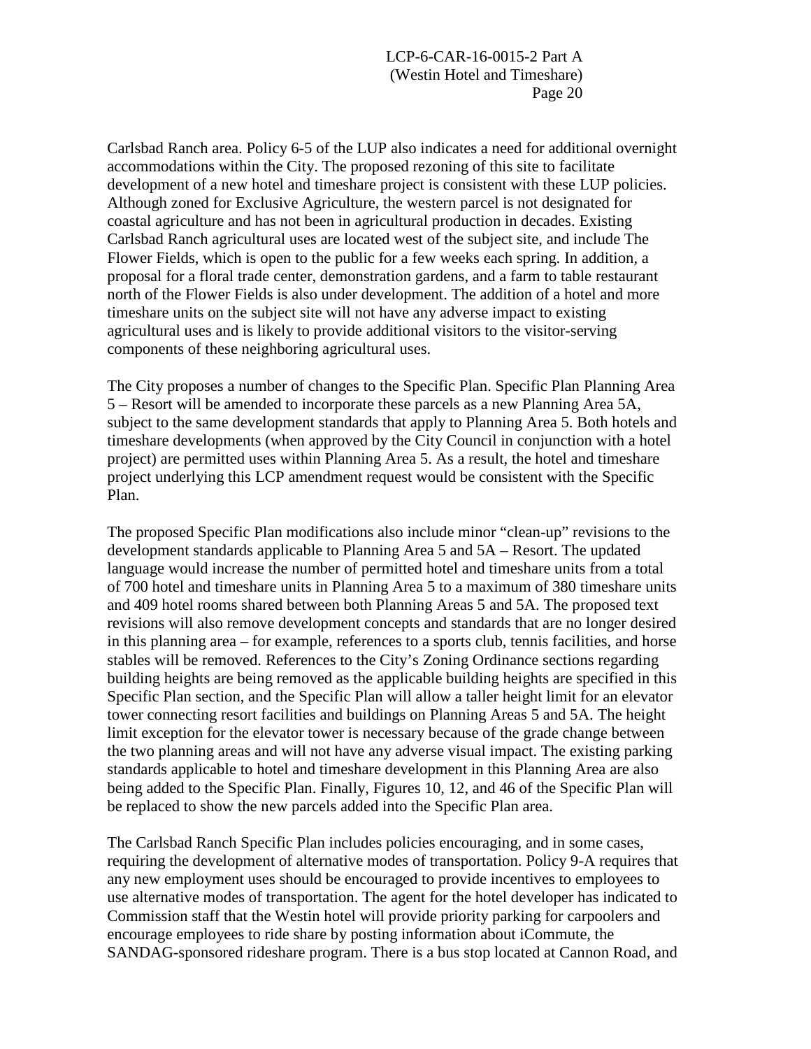Carlsbad Ranch area. Policy 6-5 of the LUP also indicates a need for additional overnight accommodations within the City. The proposed rezoning of this site to facilitate development of a new hotel and timeshare project is consistent with these LUP policies. Although zoned for Exclusive Agriculture, the western parcel is not designated for coastal agriculture and has not been in agricultural production in decades. Existing Carlsbad Ranch agricultural uses are located west of the subject site, and include The Flower Fields, which is open to the public for a few weeks each spring. In addition, a proposal for a floral trade center, demonstration gardens, and a farm to table restaurant north of the Flower Fields is also under development. The addition of a hotel and more timeshare units on the subject site will not have any adverse impact to existing agricultural uses and is likely to provide additional visitors to the visitor-serving components of these neighboring agricultural uses.

The City proposes a number of changes to the Specific Plan. Specific Plan Planning Area 5 – Resort will be amended to incorporate these parcels as a new Planning Area 5A, subject to the same development standards that apply to Planning Area 5. Both hotels and timeshare developments (when approved by the City Council in conjunction with a hotel project) are permitted uses within Planning Area 5. As a result, the hotel and timeshare project underlying this LCP amendment request would be consistent with the Specific Plan.

The proposed Specific Plan modifications also include minor "clean-up" revisions to the development standards applicable to Planning Area 5 and 5A – Resort. The updated language would increase the number of permitted hotel and timeshare units from a total of 700 hotel and timeshare units in Planning Area 5 to a maximum of 380 timeshare units and 409 hotel rooms shared between both Planning Areas 5 and 5A. The proposed text revisions will also remove development concepts and standards that are no longer desired in this planning area – for example, references to a sports club, tennis facilities, and horse stables will be removed. References to the City's Zoning Ordinance sections regarding building heights are being removed as the applicable building heights are specified in this Specific Plan section, and the Specific Plan will allow a taller height limit for an elevator tower connecting resort facilities and buildings on Planning Areas 5 and 5A. The height limit exception for the elevator tower is necessary because of the grade change between the two planning areas and will not have any adverse visual impact. The existing parking standards applicable to hotel and timeshare development in this Planning Area are also being added to the Specific Plan. Finally, Figures 10, 12, and 46 of the Specific Plan will be replaced to show the new parcels added into the Specific Plan area.

The Carlsbad Ranch Specific Plan includes policies encouraging, and in some cases, requiring the development of alternative modes of transportation. Policy 9-A requires that any new employment uses should be encouraged to provide incentives to employees to use alternative modes of transportation. The agent for the hotel developer has indicated to Commission staff that the Westin hotel will provide priority parking for carpoolers and encourage employees to ride share by posting information about iCommute, the SANDAG-sponsored rideshare program. There is a bus stop located at Cannon Road, and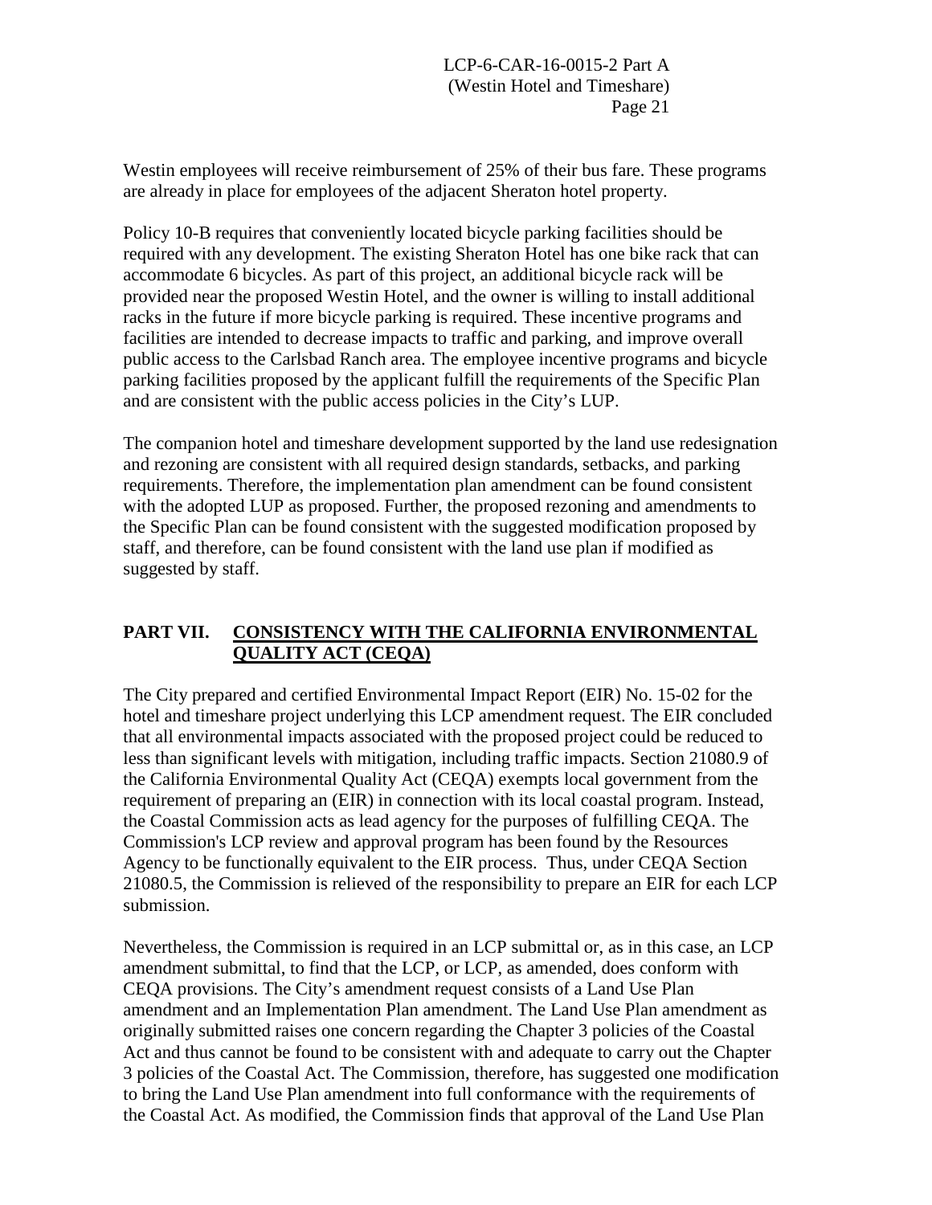Westin employees will receive reimbursement of 25% of their bus fare. These programs are already in place for employees of the adjacent Sheraton hotel property.

Policy 10-B requires that conveniently located bicycle parking facilities should be required with any development. The existing Sheraton Hotel has one bike rack that can accommodate 6 bicycles. As part of this project, an additional bicycle rack will be provided near the proposed Westin Hotel, and the owner is willing to install additional racks in the future if more bicycle parking is required. These incentive programs and facilities are intended to decrease impacts to traffic and parking, and improve overall public access to the Carlsbad Ranch area. The employee incentive programs and bicycle parking facilities proposed by the applicant fulfill the requirements of the Specific Plan and are consistent with the public access policies in the City's LUP.

The companion hotel and timeshare development supported by the land use redesignation and rezoning are consistent with all required design standards, setbacks, and parking requirements. Therefore, the implementation plan amendment can be found consistent with the adopted LUP as proposed. Further, the proposed rezoning and amendments to the Specific Plan can be found consistent with the suggested modification proposed by staff, and therefore, can be found consistent with the land use plan if modified as suggested by staff.

## PART VII. CONSISTENCY WITH THE CALIFORNIA ENVIRONMENTAL QUALITY ACT (CEQA)

The City prepared and certified Environmental Impact Report (EIR) No. 15-02 for the hotel and timeshare project underlying this LCP amendment request. The EIR concluded that all environmental impacts associated with the proposed project could be reduced to less than significant levels with mitigation, including traffic impacts. Section 21080.9 of the California Environmental Quality Act (CEQA) exempts local government from the requirement of preparing an (EIR) in connection with its local coastal program. Instead, the Coastal Commission acts as lead agency for the purposes of fulfilling CEQA. The Commission's LCP review and approval program has been found by the Resources Agency to be functionally equivalent to the EIR process. Thus, under CEQA Section 21080.5, the Commission is relieved of the responsibility to prepare an EIR for each LCP submission.

Nevertheless, the Commission is required in an LCP submittal or, as in this case, an LCP amendment submittal, to find that the LCP, or LCP, as amended, does conform with CEQA provisions. The City's amendment request consists of a Land Use Plan amendment and an Implementation Plan amendment. The Land Use Plan amendment as originally submitted raises one concern regarding the Chapter 3 policies of the Coastal Act and thus cannot be found to be consistent with and adequate to carry out the Chapter 3 policies of the Coastal Act. The Commission, therefore, has suggested one modification to bring the Land Use Plan amendment into full conformance with the requirements of the Coastal Act. As modified, the Commission finds that approval of the Land Use Plan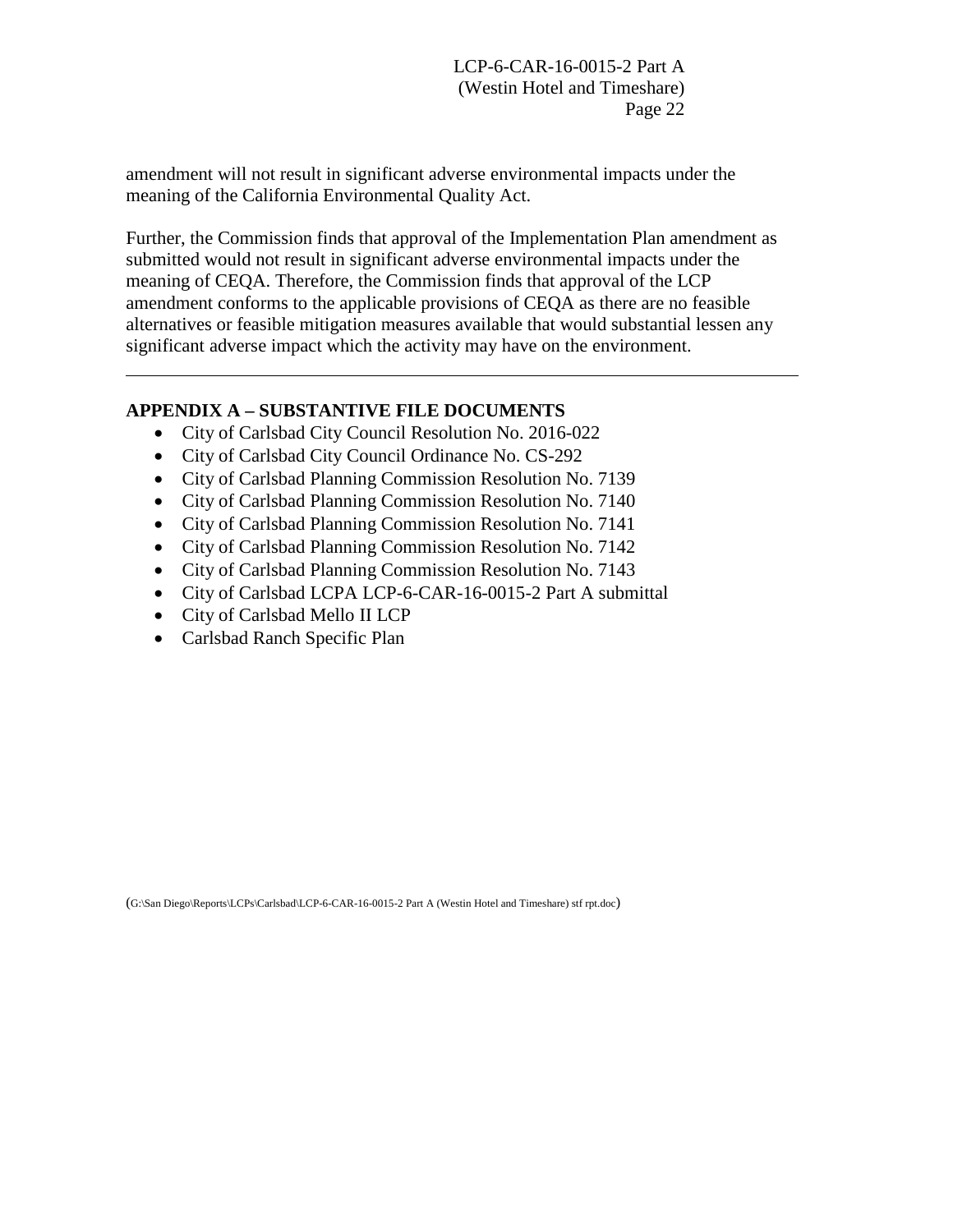amendment will not result in significant adverse environmental impacts under the meaning of the California Environmental Quality Act.

Further, the Commission finds that approval of the Implementation Plan amendment as submitted would not result in significant adverse environmental impacts under the meaning of CEQA. Therefore, the Commission finds that approval of the LCP amendment conforms to the applicable provisions of CEQA as there are no feasible alternatives or feasible mitigation measures available that would substantial lessen any significant adverse impact which the activity may have on the environment.

---

**APPENDIX A – SUBSTANTIVE FILE DOCUMENTS**

- City of Carlsbad City Council Resolution No. 2016-022
- City of Carlsbad City Council Ordinance No. CS-292
- City of Carlsbad Planning Commission Resolution No. 7139
- City of Carlsbad Planning Commission Resolution No. 7140
- City of Carlsbad Planning Commission Resolution No. 7141
- City of Carlsbad Planning Commission Resolution No. 7142
- City of Carlsbad Planning Commission Resolution No. 7143
- City of Carlsbad LCPA LCP-6-CAR-16-0015-2 Part A submittal
- City of Carlsbad Mello II LCP
- Carlsbad Ranch Specific Plan

(G:\San Diego\Reports\LCPs\Carlsbad\LCP-6-CAR-16-0015-2 Part A (Westin Hotel and Timeshare) stf rpt.doc)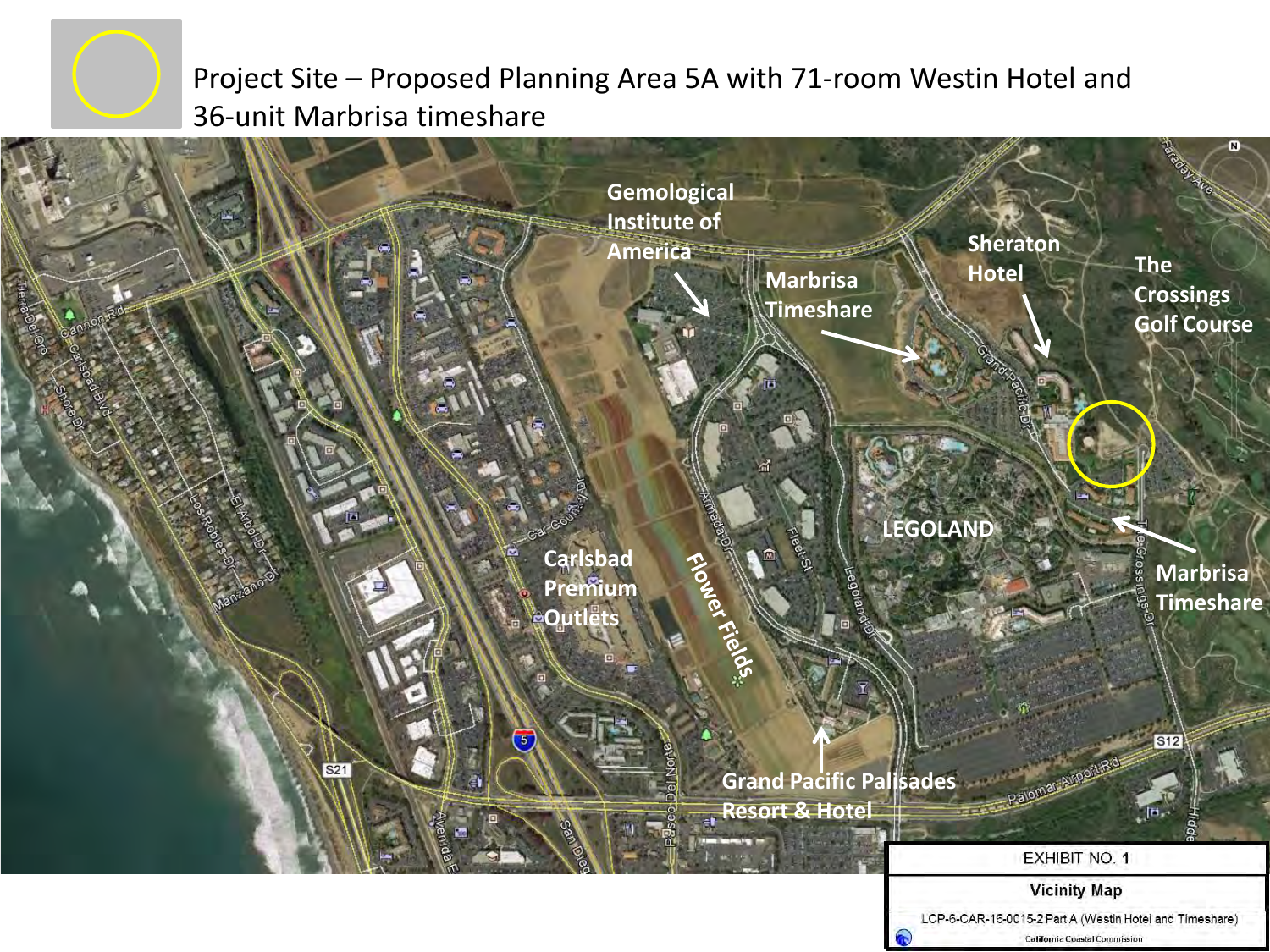Project Site – Proposed Planning Area 5A with 71-room Westin Hotel and 36-unit Marbrisa timeshare

Gemological Institute of America

Marbrisa Timeshare

Sheraton Hotel

The Crossings Golf Course

LEGOLAND

Marbrisa Timeshare

Carlsbad Premium Outlets

Flower Fields

Grand Pacific Palisades Resort & Hotel

| EXHIBIT NO. 1 |
| --- |
| Vicinity Map |
| LCP-6-CAR-16-0015-2 Part A (Westin Hotel and Timeshare) |
| California Coastal Commission |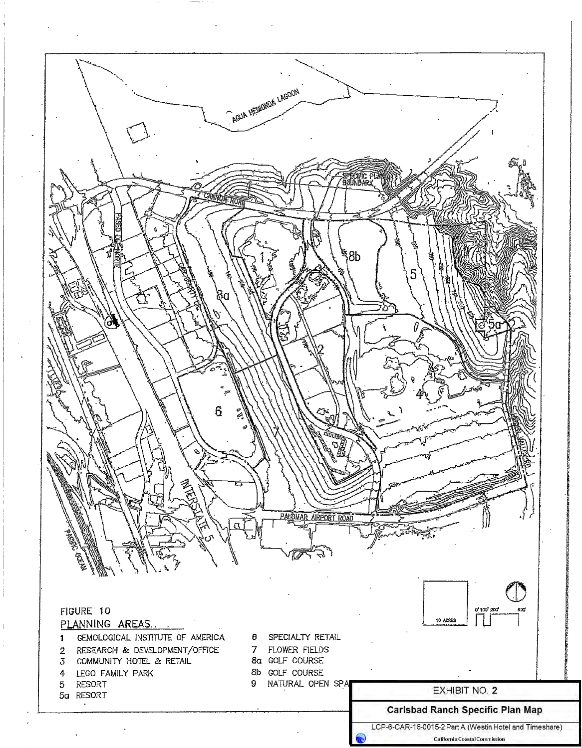FIGURE 10

PLANNING AREAS

1 GEMOLOGICAL INSTITUTE OF AMERICA
2 RESEARCH & DEVELOPMENT/OFFICE
3 COMMUNITY HOTEL & RETAIL
4 LEGO FAMILY PARK
5 RESORT
5a RESORT
6 SPECIALTY RETAIL
7 FLOWER FIELDS
8a GOLF COURSE
8b GOLF COURSE
9 NATURAL OPEN SPA

EXHIBIT NO. 2

**Carlsbad Ranch Specific Plan Map**

LCP-6-CAR-16-0015-2 Part A (Westin Hotel and Timeshare)

California Coastal Commission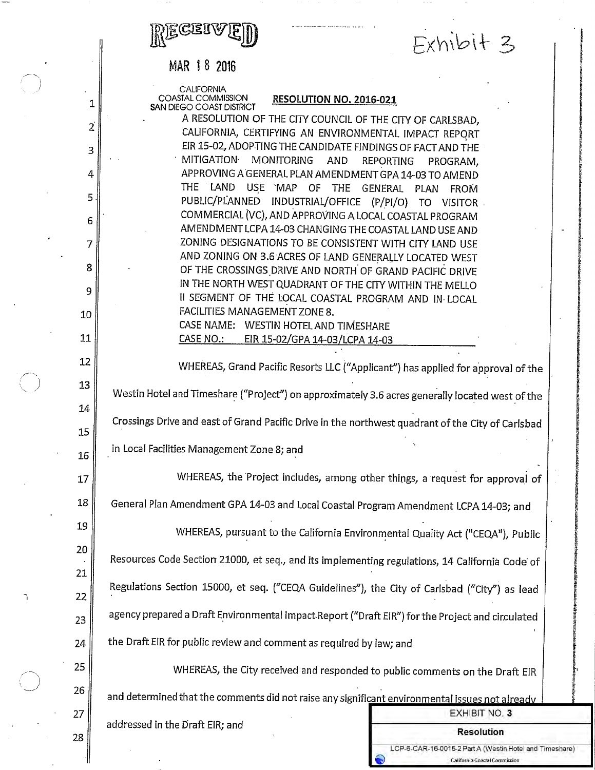RECEIVED

MAR 18 2016

CALIFORNIA COASTAL COMMISSION
SAN DIEGO COAST DISTRICT

Exhibit 3

**RESOLUTION NO. 2016-021**

A RESOLUTION OF THE CITY COUNCIL OF THE CITY OF CARLSBAD, CALIFORNIA, CERTIFYING AN ENVIRONMENTAL IMPACT REPORT EIR 15-02, ADOPTING THE CANDIDATE FINDINGS OF FACT AND THE MITIGATION MONITORING AND REPORTING PROGRAM, APPROVING A GENERAL PLAN AMENDMENT GPA 14-03 TO AMEND THE LAND USE MAP OF THE GENERAL PLAN FROM PUBLIC/PLANNED INDUSTRIAL/OFFICE (P/PI/O) TO VISITOR COMMERCIAL (VC), AND APPROVING A LOCAL COASTAL PROGRAM AMENDMENT LCPA 14-03 CHANGING THE COASTAL LAND USE AND ZONING DESIGNATIONS TO BE CONSISTENT WITH CITY LAND USE AND ZONING ON 3.6 ACRES OF LAND GENERALLY LOCATED WEST OF THE CROSSINGS DRIVE AND NORTH OF GRAND PACIFIC DRIVE IN THE NORTH WEST QUADRANT OF THE CITY WITHIN THE MELLO II SEGMENT OF THE LOCAL COASTAL PROGRAM AND IN LOCAL FACILITIES MANAGEMENT ZONE 8.

CASE NAME: WESTIN HOTEL AND TIMESHARE

CASE NO.: EIR 15-02/GPA 14-03/LCPA 14-03

WHEREAS, Grand Pacific Resorts LLC ("Applicant") has applied for approval of the Westin Hotel and Timeshare ("Project") on approximately 3.6 acres generally located west of the Crossings Drive and east of Grand Pacific Drive in the northwest quadrant of the City of Carlsbad in Local Facilities Management Zone 8; and

WHEREAS, the Project includes, among other things, a request for approval of General Plan Amendment GPA 14-03 and Local Coastal Program Amendment LCPA 14-03; and

WHEREAS, pursuant to the California Environmental Quality Act ("CEQA"), Public Resources Code Section 21000, et seq., and its implementing regulations, 14 California Code of Regulations Section 15000, et seq. ("CEQA Guidelines"), the City of Carlsbad ("City") as lead agency prepared a Draft Environmental Impact Report ("Draft EIR") for the Project and circulated the Draft EIR for public review and comment as required by law; and

WHEREAS, the City received and responded to public comments on the Draft EIR and determined that the comments did not raise any significant environmental issues not already addressed in the Draft EIR; and

EXHIBIT NO. 3

Resolution

LCP-6-CAR-16-0015-2 Part A (Westin Hotel and Timeshare)

California Coastal Commission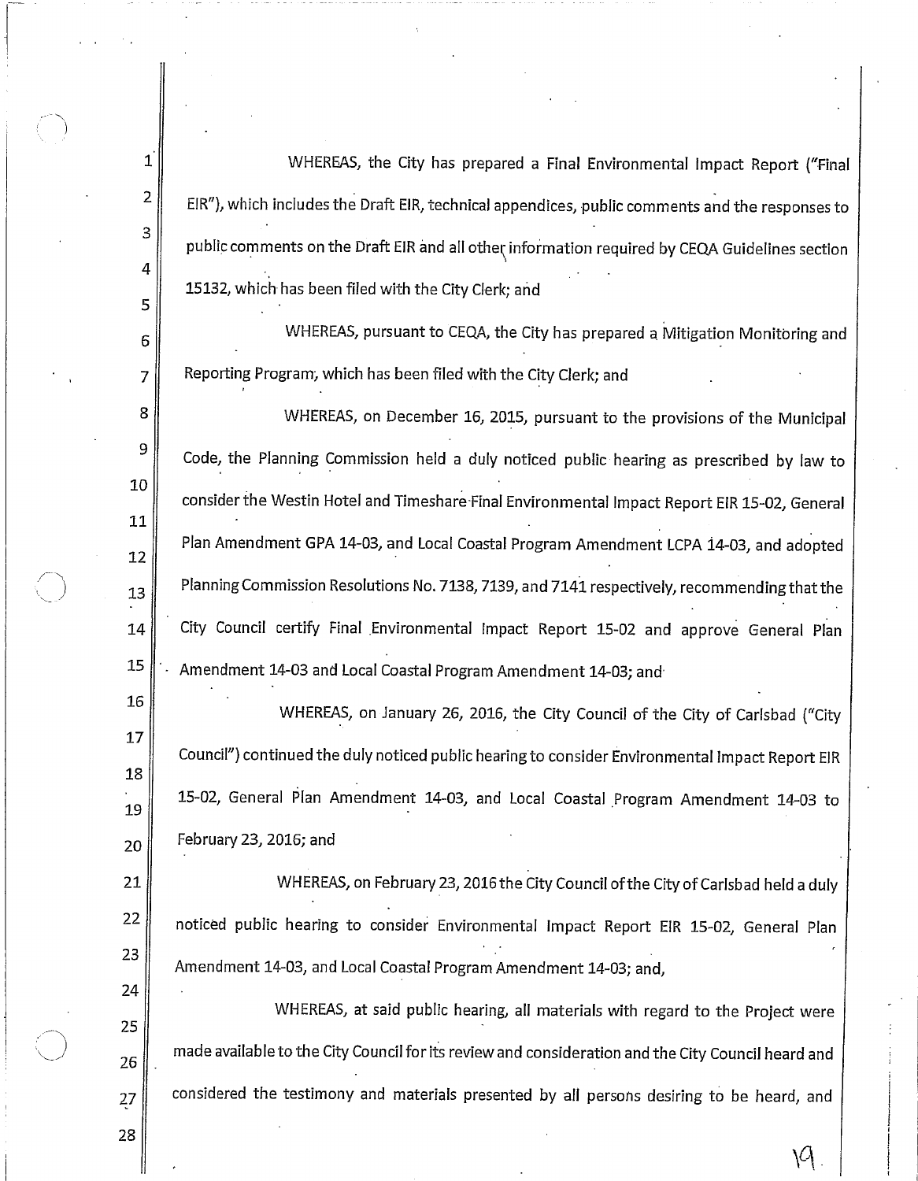WHEREAS, the City has prepared a Final Environmental Impact Report ("Final EIR"), which includes the Draft EIR, technical appendices, public comments and the responses to public comments on the Draft EIR and all other information required by CEQA Guidelines section 15132, which has been filed with the City Clerk; and

WHEREAS, pursuant to CEQA, the City has prepared a Mitigation Monitoring and Reporting Program, which has been filed with the City Clerk; and

WHEREAS, on December 16, 2015, pursuant to the provisions of the Municipal Code, the Planning Commission held a duly noticed public hearing as prescribed by law to consider the Westin Hotel and Timeshare Final Environmental Impact Report EIR 15-02, General Plan Amendment GPA 14-03, and Local Coastal Program Amendment LCPA 14-03, and adopted Planning Commission Resolutions No. 7138, 7139, and 7141 respectively, recommending that the City Council certify Final Environmental Impact Report 15-02 and approve General Plan Amendment 14-03 and Local Coastal Program Amendment 14-03; and

WHEREAS, on January 26, 2016, the City Council of the City of Carlsbad ("City Council") continued the duly noticed public hearing to consider Environmental Impact Report EIR 15-02, General Plan Amendment 14-03, and Local Coastal Program Amendment 14-03 to February 23, 2016; and

WHEREAS, on February 23, 2016 the City Council of the City of Carlsbad held a duly noticed public hearing to consider Environmental Impact Report EIR 15-02, General Plan Amendment 14-03, and Local Coastal Program Amendment 14-03; and,

WHEREAS, at said public hearing, all materials with regard to the Project were made available to the City Council for its review and consideration and the City Council heard and considered the testimony and materials presented by all persons desiring to be heard, and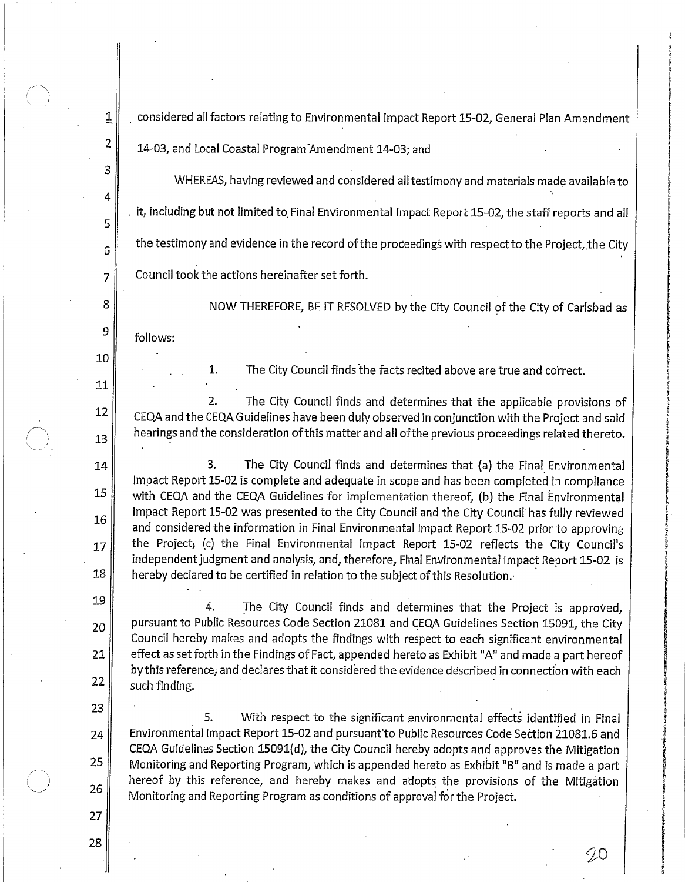considered all factors relating to Environmental Impact Report 15-02, General Plan Amendment 14-03, and Local Coastal Program Amendment 14-03; and

WHEREAS, having reviewed and considered all testimony and materials made available to it, including but not limited to Final Environmental Impact Report 15-02, the staff reports and all the testimony and evidence in the record of the proceedings with respect to the Project, the City Council took the actions hereinafter set forth.

NOW THEREFORE, BE IT RESOLVED by the City Council of the City of Carlsbad as follows:

1. The City Council finds the facts recited above are true and correct.

2. The City Council finds and determines that the applicable provisions of CEQA and the CEQA Guidelines have been duly observed in conjunction with the Project and said hearings and the consideration of this matter and all of the previous proceedings related thereto.

3. The City Council finds and determines that (a) the Final Environmental Impact Report 15-02 is complete and adequate in scope and has been completed in compliance with CEQA and the CEQA Guidelines for implementation thereof, (b) the Final Environmental Impact Report 15-02 was presented to the City Council and the City Council has fully reviewed and considered the information in Final Environmental Impact Report 15-02 prior to approving the Project, (c) the Final Environmental Impact Report 15-02 reflects the City Council's independent judgment and analysis, and, therefore, Final Environmental Impact Report 15-02 is hereby declared to be certified in relation to the subject of this Resolution.

4. The City Council finds and determines that the Project is approved, pursuant to Public Resources Code Section 21081 and CEQA Guidelines Section 15091, the City Council hereby makes and adopts the findings with respect to each significant environmental effect as set forth in the Findings of Fact, appended hereto as Exhibit "A" and made a part hereof by this reference, and declares that it considered the evidence described in connection with each such finding.

5. With respect to the significant environmental effects identified in Final Environmental Impact Report 15-02 and pursuant to Public Resources Code Section 21081.6 and CEQA Guidelines Section 15091(d), the City Council hereby adopts and approves the Mitigation Monitoring and Reporting Program, which is appended hereto as Exhibit "B" and is made a part hereof by this reference, and hereby makes and adopts the provisions of the Mitigation Monitoring and Reporting Program as conditions of approval for the Project.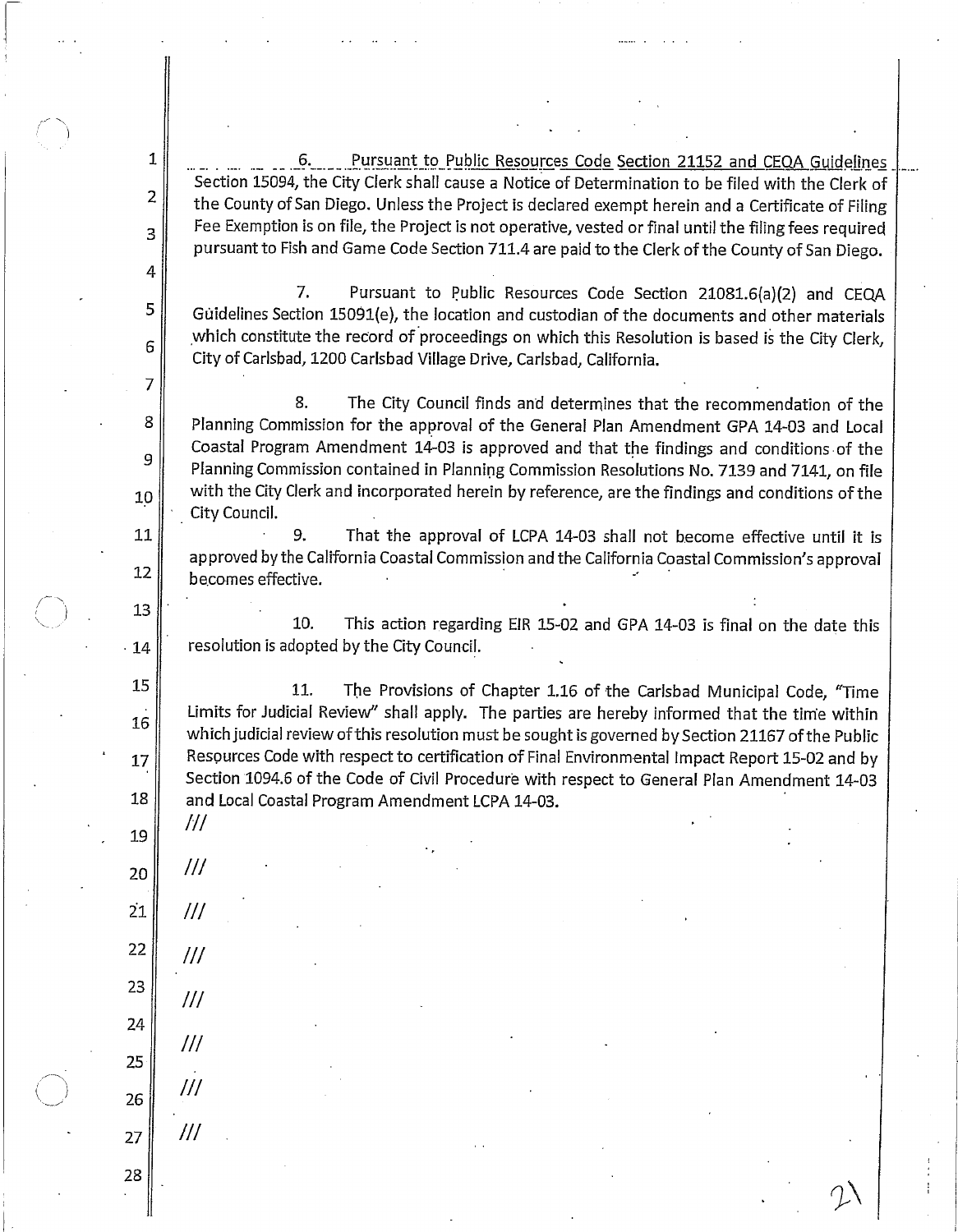6. Pursuant to Public Resources Code Section 21152 and CEQA Guidelines Section 15094, the City Clerk shall cause a Notice of Determination to be filed with the Clerk of the County of San Diego. Unless the Project is declared exempt herein and a Certificate of Filing Fee Exemption is on file, the Project is not operative, vested or final until the filing fees required pursuant to Fish and Game Code Section 711.4 are paid to the Clerk of the County of San Diego.

7. Pursuant to Public Resources Code Section 21081.6(a)(2) and CEQA Guidelines Section 15091(e), the location and custodian of the documents and other materials which constitute the record of proceedings on which this Resolution is based is the City Clerk, City of Carlsbad, 1200 Carlsbad Village Drive, Carlsbad, California.

8. The City Council finds and determines that the recommendation of the Planning Commission for the approval of the General Plan Amendment GPA 14-03 and Local Coastal Program Amendment 14-03 is approved and that the findings and conditions of the Planning Commission contained in Planning Commission Resolutions No. 7139 and 7141, on file with the City Clerk and incorporated herein by reference, are the findings and conditions of the City Council.

9. That the approval of LCPA 14-03 shall not become effective until it is approved by the California Coastal Commission and the California Coastal Commission's approval becomes effective.

10. This action regarding EIR 15-02 and GPA 14-03 is final on the date this resolution is adopted by the City Council.

11. The Provisions of Chapter 1.16 of the Carlsbad Municipal Code, "Time Limits for Judicial Review" shall apply. The parties are hereby informed that the time within which judicial review of this resolution must be sought is governed by Section 21167 of the Public Resources Code with respect to certification of Final Environmental Impact Report 15-02 and by Section 1094.6 of the Code of Civil Procedure with respect to General Plan Amendment 14-03 and Local Coastal Program Amendment LCPA 14-03.

///

///

///

///

///

///

///

///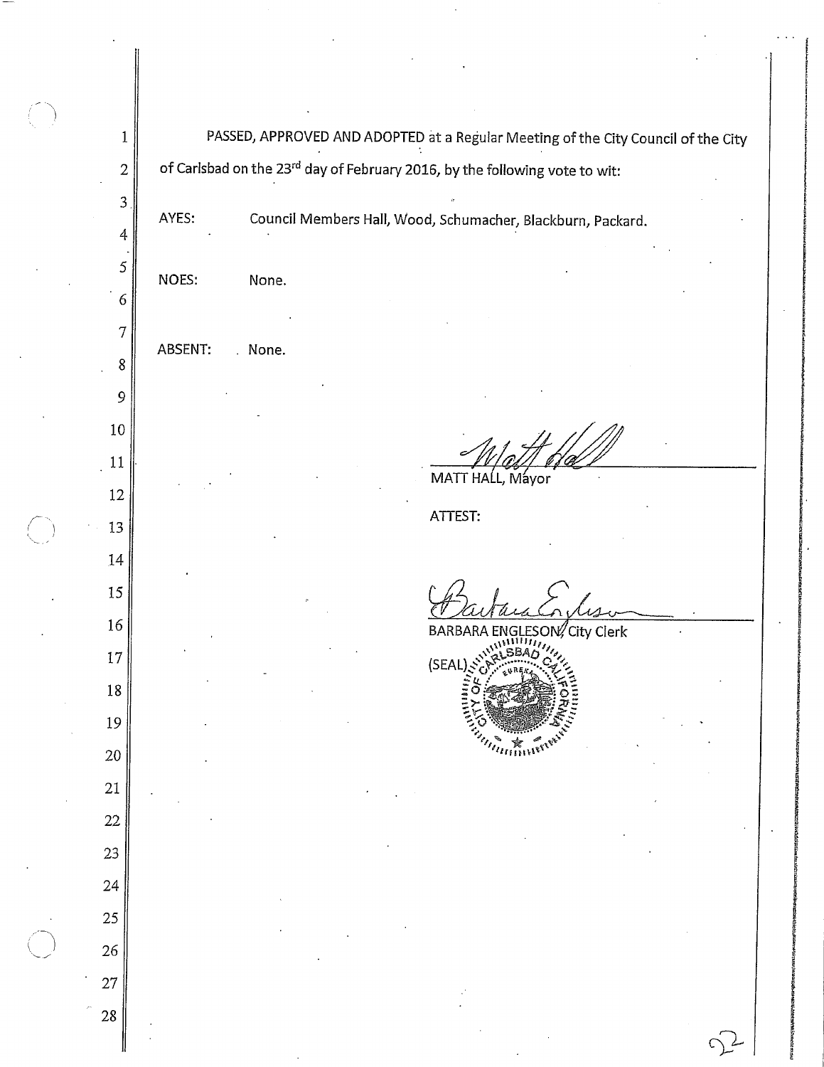PASSED, APPROVED AND ADOPTED at a Regular Meeting of the City Council of the City of Carlsbad on the 23rd day of February 2016, by the following vote to wit:

AYES: Council Members Hall, Wood, Schumacher, Blackburn, Packard.

NOES: None.

ABSENT: None.

MATT HALL, Mayor

ATTEST:

BARBARA ENGLESON, City Clerk

(SEAL)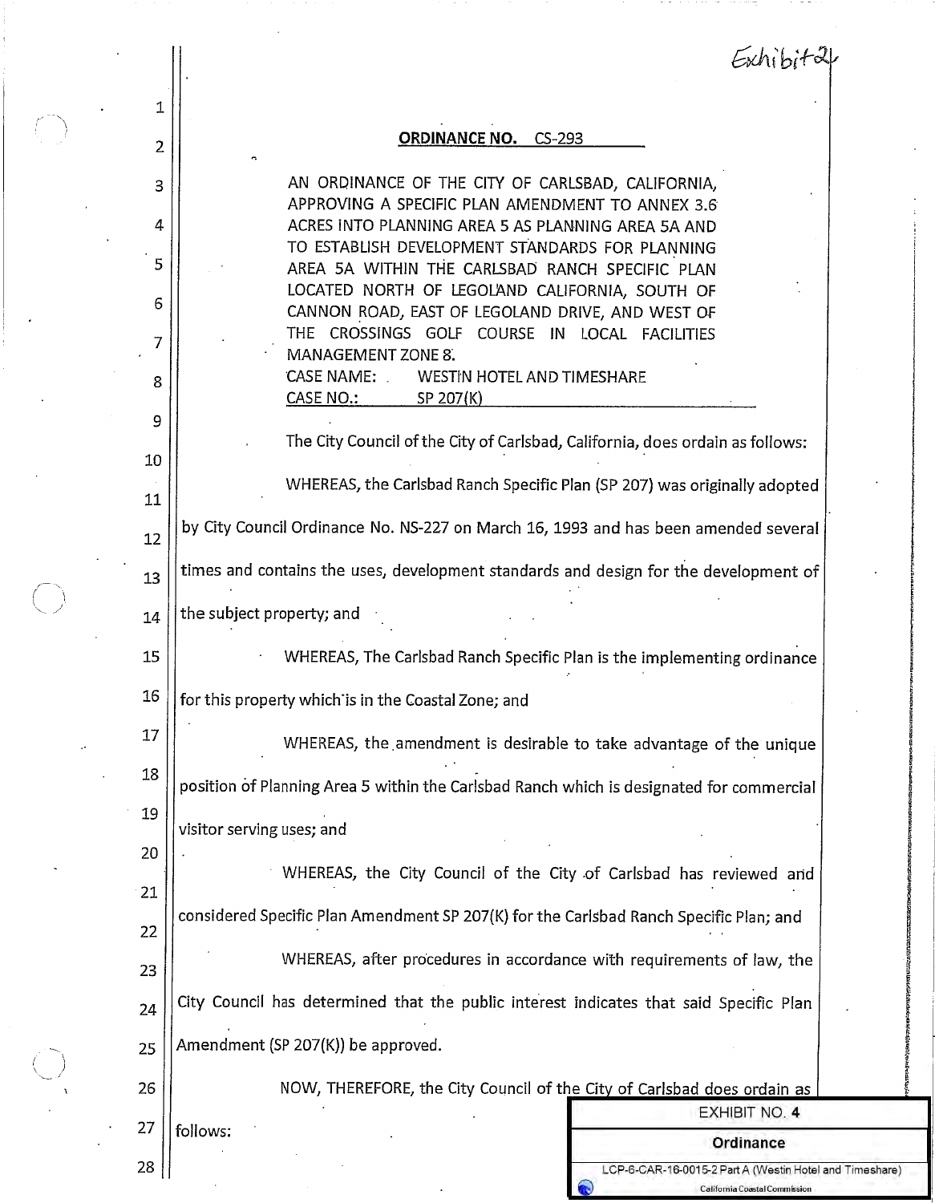Exhibit 4

**ORDINANCE NO. CS-293**

AN ORDINANCE OF THE CITY OF CARLSBAD, CALIFORNIA, APPROVING A SPECIFIC PLAN AMENDMENT TO ANNEX 3.6 ACRES INTO PLANNING AREA 5 AS PLANNING AREA 5A AND TO ESTABLISH DEVELOPMENT STANDARDS FOR PLANNING AREA 5A WITHIN THE CARLSBAD RANCH SPECIFIC PLAN LOCATED NORTH OF LEGOLAND CALIFORNIA, SOUTH OF CANNON ROAD, EAST OF LEGOLAND DRIVE, AND WEST OF THE CROSSINGS GOLF COURSE IN LOCAL FACILITIES MANAGEMENT ZONE 8.

CASE NAME: WESTIN HOTEL AND TIMESHARE
CASE NO.: SP 207(K)

The City Council of the City of Carlsbad, California, does ordain as follows:

WHEREAS, the Carlsbad Ranch Specific Plan (SP 207) was originally adopted by City Council Ordinance No. NS-227 on March 16, 1993 and has been amended several times and contains the uses, development standards and design for the development of the subject property; and

WHEREAS, The Carlsbad Ranch Specific Plan is the implementing ordinance for this property which is in the Coastal Zone; and

WHEREAS, the amendment is desirable to take advantage of the unique position of Planning Area 5 within the Carlsbad Ranch which is designated for commercial visitor serving uses; and

WHEREAS, the City Council of the City of Carlsbad has reviewed and considered Specific Plan Amendment SP 207(K) for the Carlsbad Ranch Specific Plan; and

WHEREAS, after procedures in accordance with requirements of law, the City Council has determined that the public interest indicates that said Specific Plan Amendment (SP 207(K)) be approved.

NOW, THEREFORE, the City Council of the City of Carlsbad does ordain as follows:

EXHIBIT NO. 4
**Ordinance**
LCP-6-CAR-16-0015-2 Part A (Westin Hotel and Timeshare)
California Coastal Commission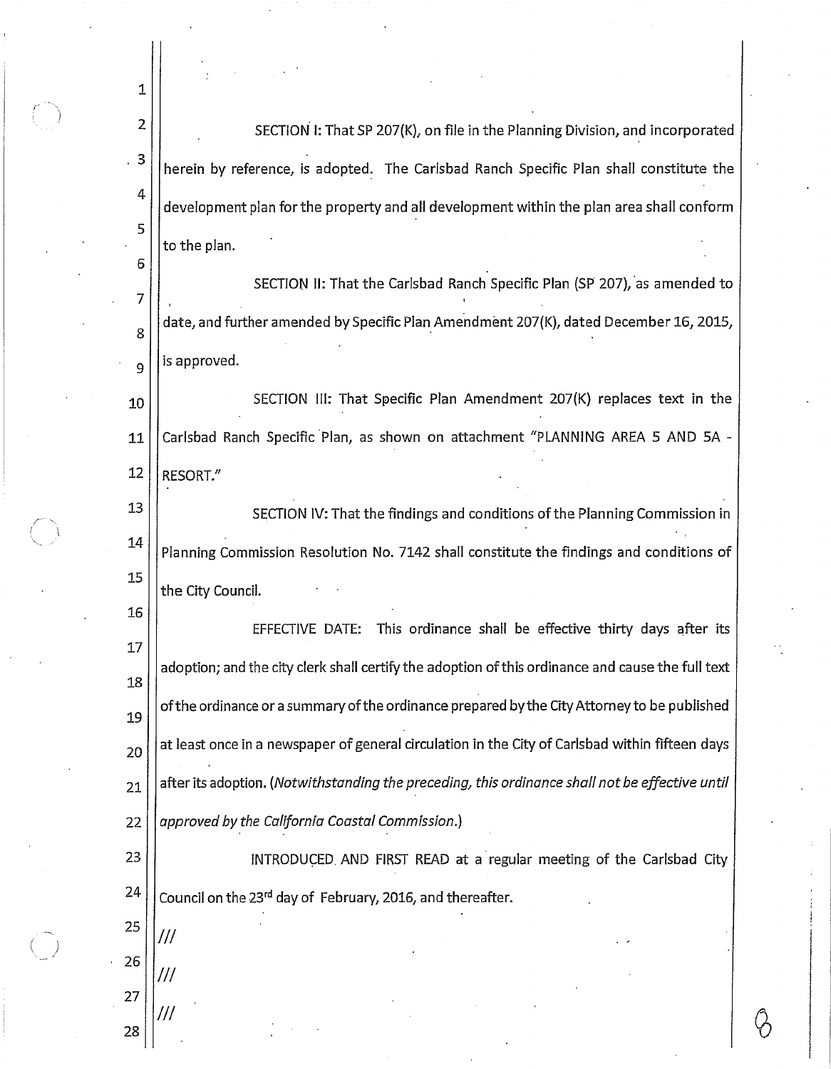SECTION I: That SP 207(K), on file in the Planning Division, and incorporated herein by reference, is adopted. The Carlsbad Ranch Specific Plan shall constitute the development plan for the property and all development within the plan area shall conform to the plan.

SECTION II: That the Carlsbad Ranch Specific Plan (SP 207), as amended to date, and further amended by Specific Plan Amendment 207(K), dated December 16, 2015, is approved.

SECTION III: That Specific Plan Amendment 207(K) replaces text in the Carlsbad Ranch Specific Plan, as shown on attachment "PLANNING AREA 5 AND 5A - RESORT."

SECTION IV: That the findings and conditions of the Planning Commission in Planning Commission Resolution No. 7142 shall constitute the findings and conditions of the City Council.

EFFECTIVE DATE: This ordinance shall be effective thirty days after its adoption; and the city clerk shall certify the adoption of this ordinance and cause the full text of the ordinance or a summary of the ordinance prepared by the City Attorney to be published at least once in a newspaper of general circulation in the City of Carlsbad within fifteen days after its adoption. (*Notwithstanding the preceding, this ordinance shall not be effective until approved by the California Coastal Commission.*)

INTRODUCED AND FIRST READ at a regular meeting of the Carlsbad City Council on the 23rd day of February, 2016, and thereafter.

///

///

///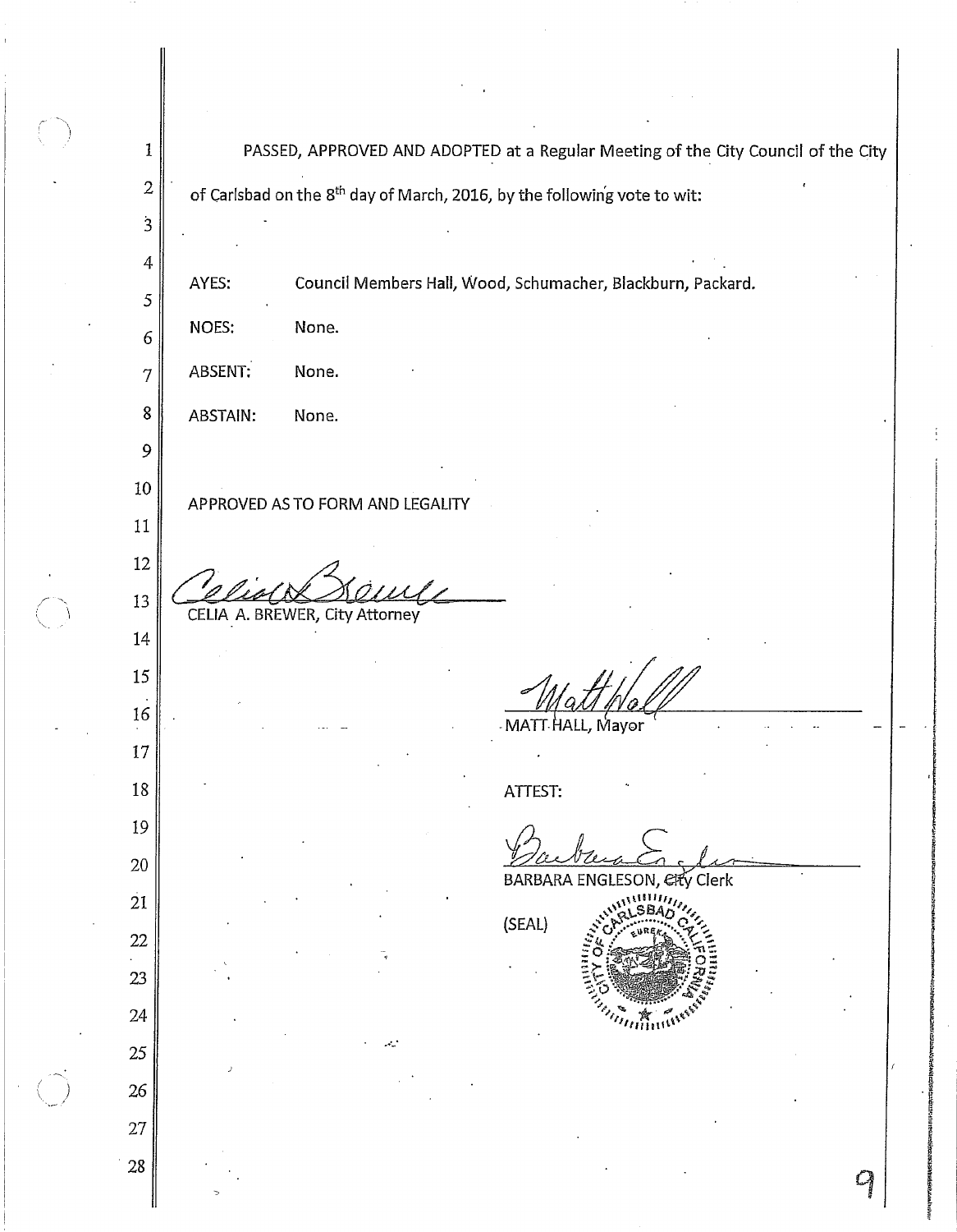PASSED, APPROVED AND ADOPTED at a Regular Meeting of the City Council of the City of Carlsbad on the 8th day of March, 2016, by the following vote to wit:

AYES: Council Members Hall, Wood, Schumacher, Blackburn, Packard.

NOES: None.

ABSENT: None.

ABSTAIN: None.

APPROVED AS TO FORM AND LEGALITY

CELIA A. BREWER, City Attorney

MATT HALL, Mayor

ATTEST:

BARBARA ENGLESON, City Clerk

(SEAL)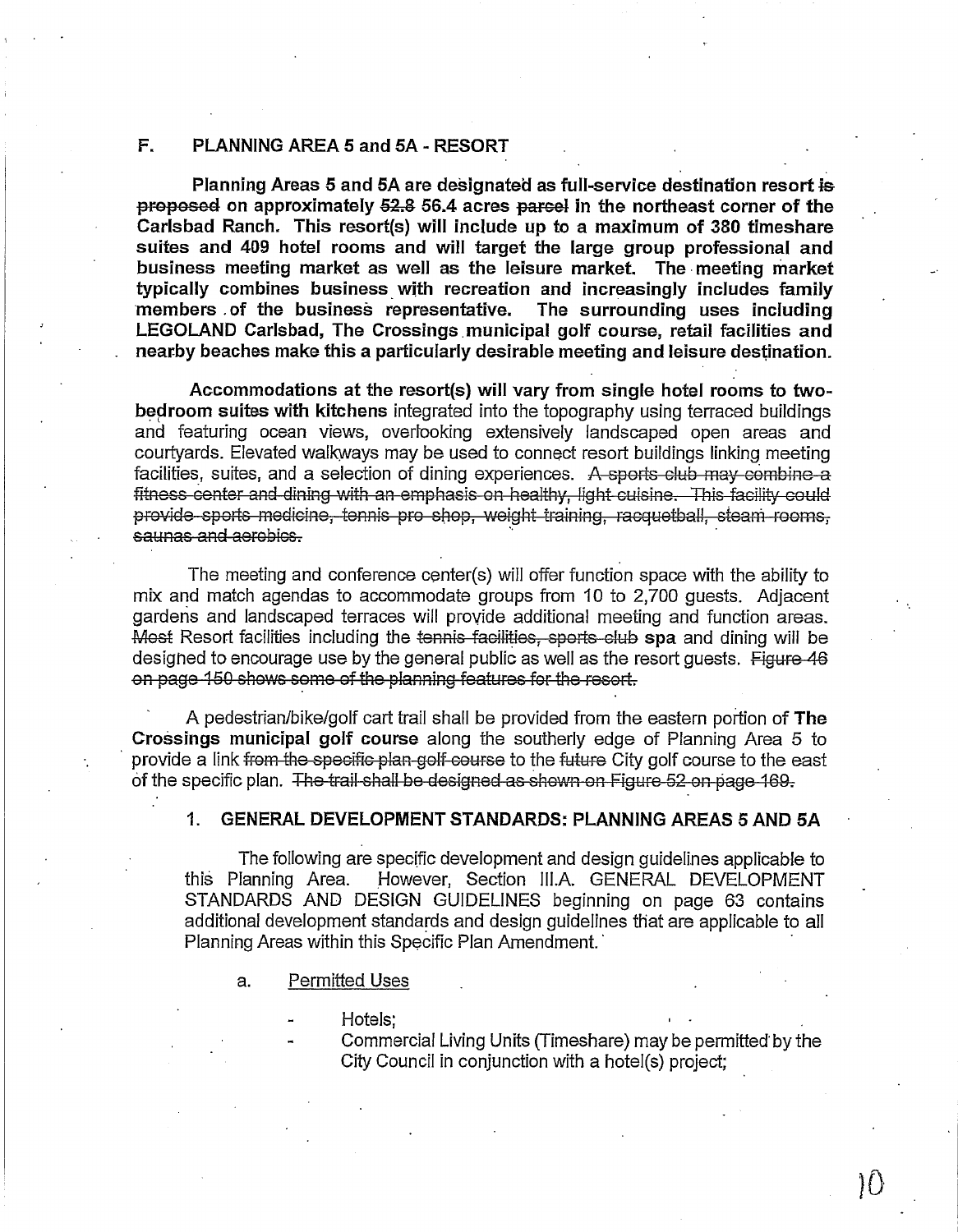## F. PLANNING AREA 5 and 5A - RESORT

**Planning Areas 5 and 5A are designated as full-service destination resort ~~is proposed~~ on approximately ~~52.8~~ 56.4 acres ~~parcel~~ in the northeast corner of the Carlsbad Ranch. This resort(s) will include up to a maximum of 380 timeshare suites and 409 hotel rooms and will target the large group professional and business meeting market as well as the leisure market. The meeting market typically combines business with recreation and increasingly includes family members of the business representative. The surrounding uses including LEGOLAND Carlsbad, The Crossings municipal golf course, retail facilities and nearby beaches make this a particularly desirable meeting and leisure destination.**

**Accommodations at the resort(s) will vary from single hotel rooms to two-bedroom suites with kitchens** integrated into the topography using terraced buildings and featuring ocean views, overlooking extensively landscaped open areas and courtyards. Elevated walkways may be used to connect resort buildings linking meeting facilities, suites, and a selection of dining experiences. ~~A sports club may combine a fitness center and dining with an emphasis on healthy, light cuisine. This facility could provide sports medicine, tennis pro shop, weight training, racquetball, steam rooms, saunas and aerobics.~~

The meeting and conference center(s) will offer function space with the ability to mix and match agendas to accommodate groups from 10 to 2,700 guests. Adjacent gardens and landscaped terraces will provide additional meeting and function areas. ~~Most~~ Resort facilities including the ~~tennis facilities, sports club~~ **spa** and dining will be designed to encourage use by the general public as well as the resort guests. ~~Figure 46 on page 150 shows some of the planning features for the resort.~~

A pedestrian/bike/golf cart trail shall be provided from the eastern portion of **The Crossings municipal golf course** along the southerly edge of Planning Area 5 to provide a link ~~from the specific plan golf course~~ to the ~~future~~ City golf course to the east of the specific plan. ~~The trail shall be designed as shown on Figure 52 on page 169.~~

### 1. GENERAL DEVELOPMENT STANDARDS: PLANNING AREAS 5 AND 5A

The following are specific development and design guidelines applicable to this Planning Area. However, Section III.A. GENERAL DEVELOPMENT STANDARDS AND DESIGN GUIDELINES beginning on page 63 contains additional development standards and design guidelines that are applicable to all Planning Areas within this Specific Plan Amendment.

a. Permitted Uses

- Hotels;
- Commercial Living Units (Timeshare) may be permitted by the City Council in conjunction with a hotel(s) project;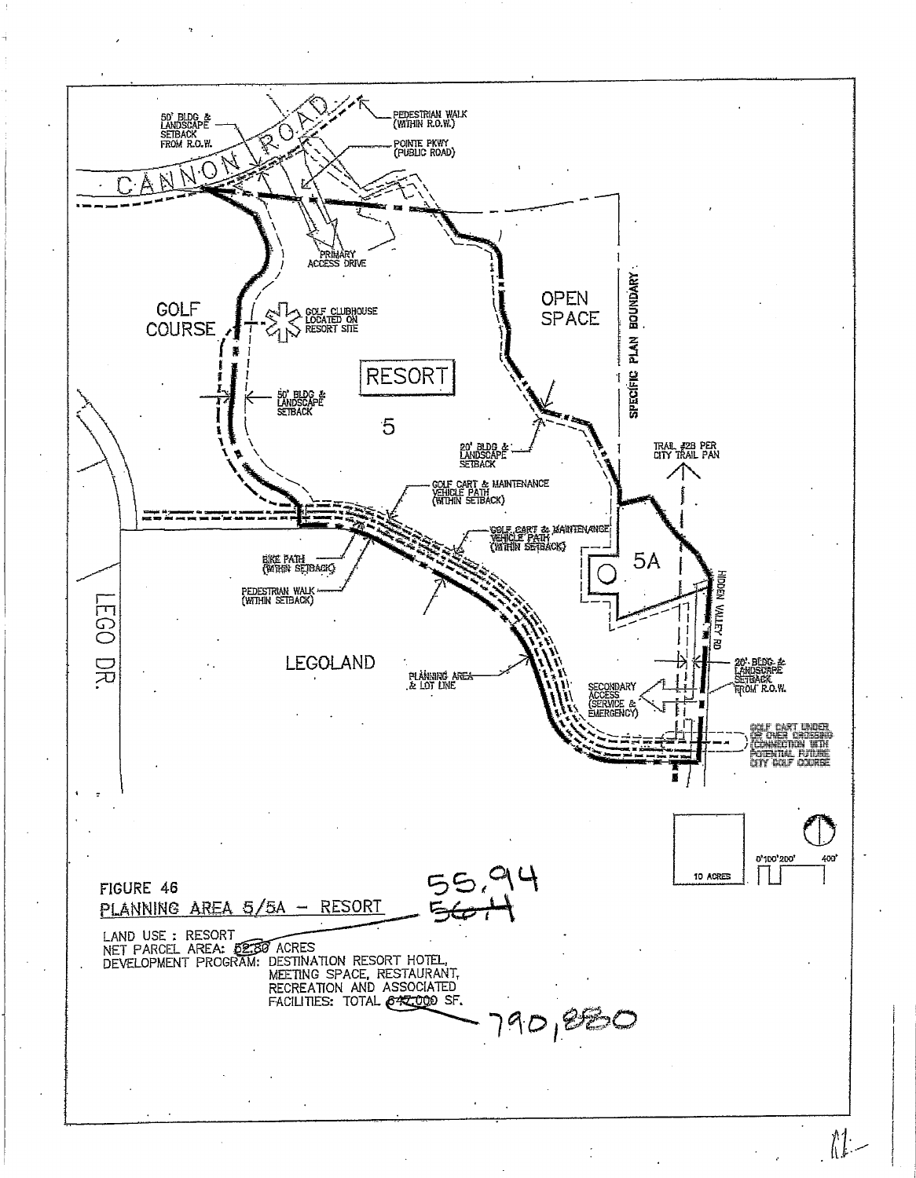CANNON ROAD

50' BLDG & LANDSCAPE SETBACK FROM R.O.W.

PEDESTRIAN WALK (WITHIN R.O.W.)

POINTE PKWY (PUBLIC ROAD)

PRIMARY ACCESS DRIVE

GOLF COURSE

GOLF CLUBHOUSE LOCATED ON RESORT SITE

OPEN SPACE

SPECIFIC PLAN BOUNDARY

RESORT

5

50' BLDG & LANDSCAPE SETBACK

20' BLDG & LANDSCAPE SETBACK

TRAIL #28 PER CITY TRAIL PAN

GOLF CART & MAINTENANCE VEHICLE PATH (WITHIN SETBACK)

GOLF CART & MAINTENANCE VEHICLE PATH (WITHIN SETBACK)

BIKE PATH (WITHIN SETBACK)

PEDESTRIAN WALK (WITHIN SETBACK)

5A

HIDDEN VALLEY RD

LEGO DR.

LEGOLAND

PLANNING AREA & LOT LINE

20' BLDG & LANDSCAPE SETBACK FROM R.O.W.

SECONDARY ACCESS (SERVICE & EMERGENCY)

GOLF CART UNDER OR OVER CROSSING (CONNECTION WITH POTENTIAL FUTURE CITY GOLF COURSE

10 ACRES

0' 100' 200' 400'

FIGURE 46

PLANNING AREA 5/5A – RESORT

55.94

~~56.1~~

LAND USE : RESORT

NET PARCEL AREA: ~~52.80~~ ACRES

DEVELOPMENT PROGRAM: DESTINATION RESORT HOTEL, MEETING SPACE, RESTAURANT, RECREATION AND ASSOCIATED FACILITIES: TOTAL ~~647,000~~ SF.

790,880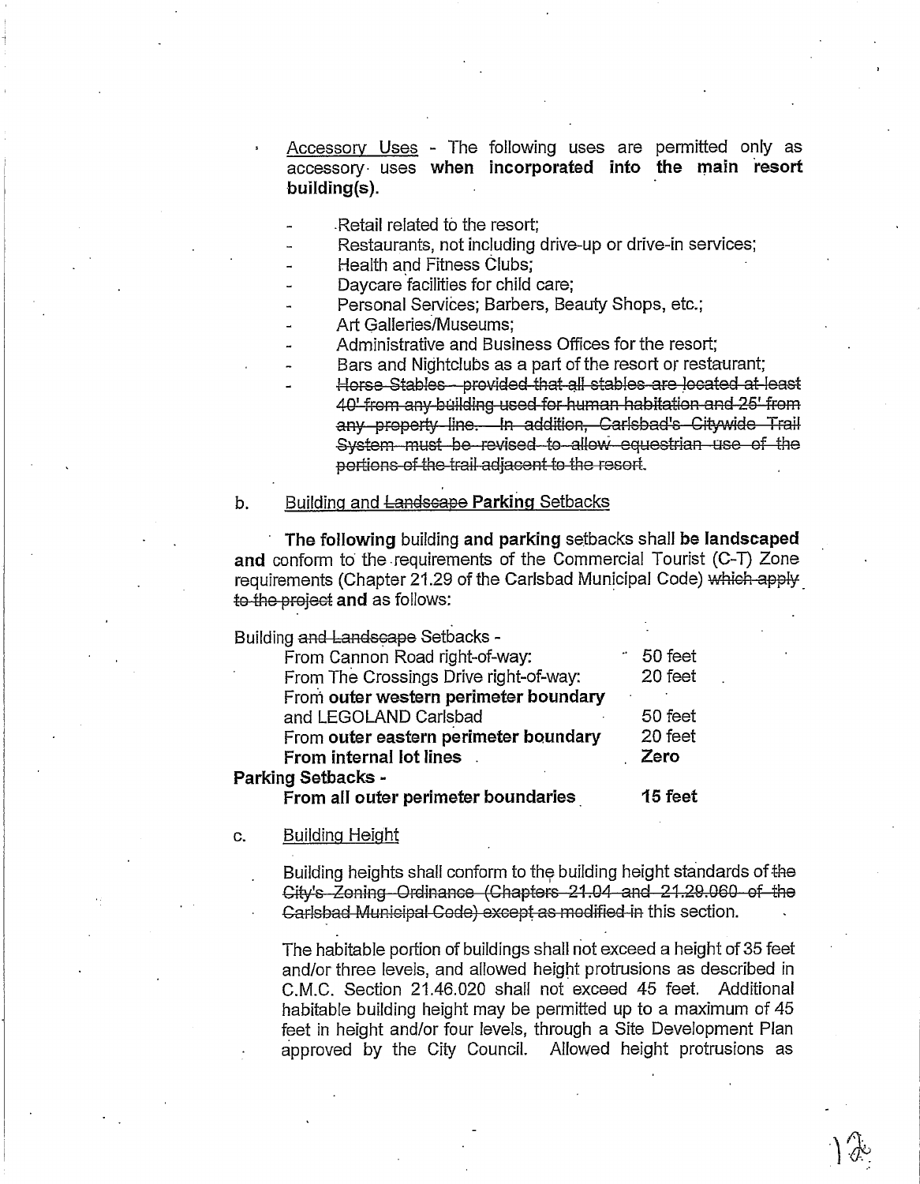- Accessory Uses - The following uses are permitted only as accessory uses **when incorporated into the main resort building(s).**

  - Retail related to the resort;
  - Restaurants, not including drive-up or drive-in services;
  - Health and Fitness Clubs;
  - Daycare facilities for child care;
  - Personal Services; Barbers, Beauty Shops, etc.;
  - Art Galleries/Museums;
  - Administrative and Business Offices for the resort;
  - Bars and Nightclubs as a part of the resort or restaurant;
  - ~~Horse Stables - provided that all stables are located at least 40' from any building used for human habitation and 25' from any property line. In addition, Carlsbad's Citywide Trail System must be revised to allow equestrian use of the portions of the trail adjacent to the resort.~~

b. Building and ~~Landscape~~ **Parking** Setbacks

**The following** building **and parking** setbacks shall **be landscaped and** conform to the requirements of the Commercial Tourist (C-T) Zone requirements (Chapter 21.29 of the Carlsbad Municipal Code) ~~which apply to the project~~ **and** as follows:

| Building ~~and Landscape~~ Setbacks - | |
|---|---|
| From Cannon Road right-of-way: | 50 feet |
| From The Crossings Drive right-of-way: | 20 feet |
| From **outer western perimeter boundary** and LEGOLAND Carlsbad | 50 feet |
| From **outer eastern perimeter boundary** | 20 feet |
| **From internal lot lines** | **Zero** |
| **Parking Setbacks -** | |
| **From all outer perimeter boundaries** | **15 feet** |

c. Building Height

Building heights shall conform to the building height standards of ~~the City's Zoning Ordinance (Chapters 21.04 and 21.29.060 of the Carlsbad Municipal Code) except as modified in~~ this section.

The habitable portion of buildings shall not exceed a height of 35 feet and/or three levels, and allowed height protrusions as described in C.M.C. Section 21.46.020 shall not exceed 45 feet. Additional habitable building height may be permitted up to a maximum of 45 feet in height and/or four levels, through a Site Development Plan approved by the City Council. Allowed height protrusions as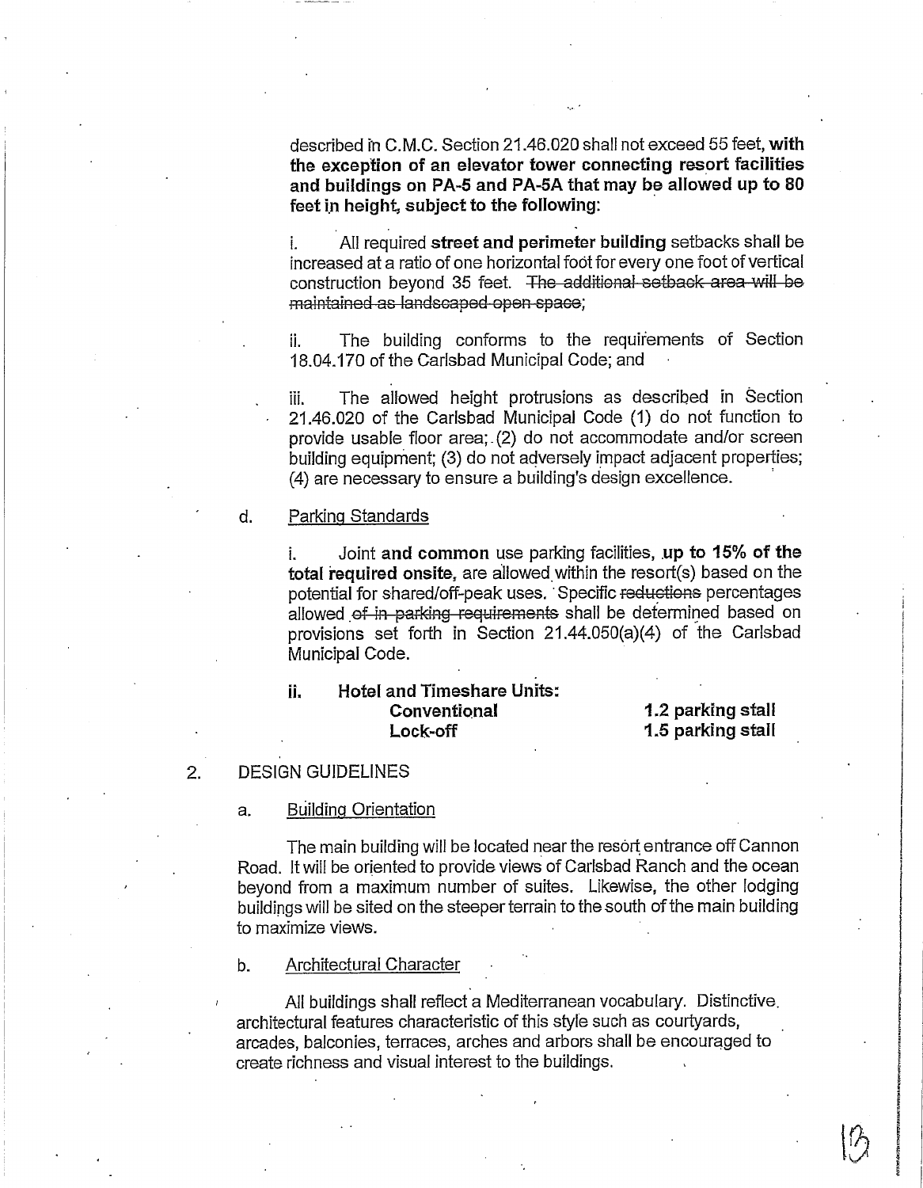described in C.M.C. Section 21.46.020 shall not exceed 55 feet, **with the exception of an elevator tower connecting resort facilities and buildings on PA-5 and PA-5A that may be allowed up to 80 feet in height, subject to the following:**

i. All required **street and perimeter building** setbacks shall be increased at a ratio of one horizontal foot for every one foot of vertical construction beyond 35 feet. ~~The additional setback area will be maintained as landscaped open space~~;

ii. The building conforms to the requirements of Section 18.04.170 of the Carlsbad Municipal Code; and

iii. The allowed height protrusions as described in Section 21.46.020 of the Carlsbad Municipal Code (1) do not function to provide usable floor area; (2) do not accommodate and/or screen building equipment; (3) do not adversely impact adjacent properties; (4) are necessary to ensure a building's design excellence.

d. Parking Standards

i. Joint **and common** use parking facilities, **up to 15% of the total required onsite,** are allowed within the resort(s) based on the potential for shared/off-peak uses. Specific ~~reductions~~ percentages allowed ~~of in parking requirements~~ shall be determined based on provisions set forth in Section 21.44.050(a)(4) of the Carlsbad Municipal Code.

**ii. Hotel and Timeshare Units:**

| | |
|---|---|
| **Conventional** | **1.2 parking stall** |
| **Lock-off** | **1.5 parking stall** |

2. DESIGN GUIDELINES

a. Building Orientation

The main building will be located near the resort entrance off Cannon Road. It will be oriented to provide views of Carlsbad Ranch and the ocean beyond from a maximum number of suites. Likewise, the other lodging buildings will be sited on the steeper terrain to the south of the main building to maximize views.

b. Architectural Character

All buildings shall reflect a Mediterranean vocabulary. Distinctive architectural features characteristic of this style such as courtyards, arcades, balconies, terraces, arches and arbors shall be encouraged to create richness and visual interest to the buildings.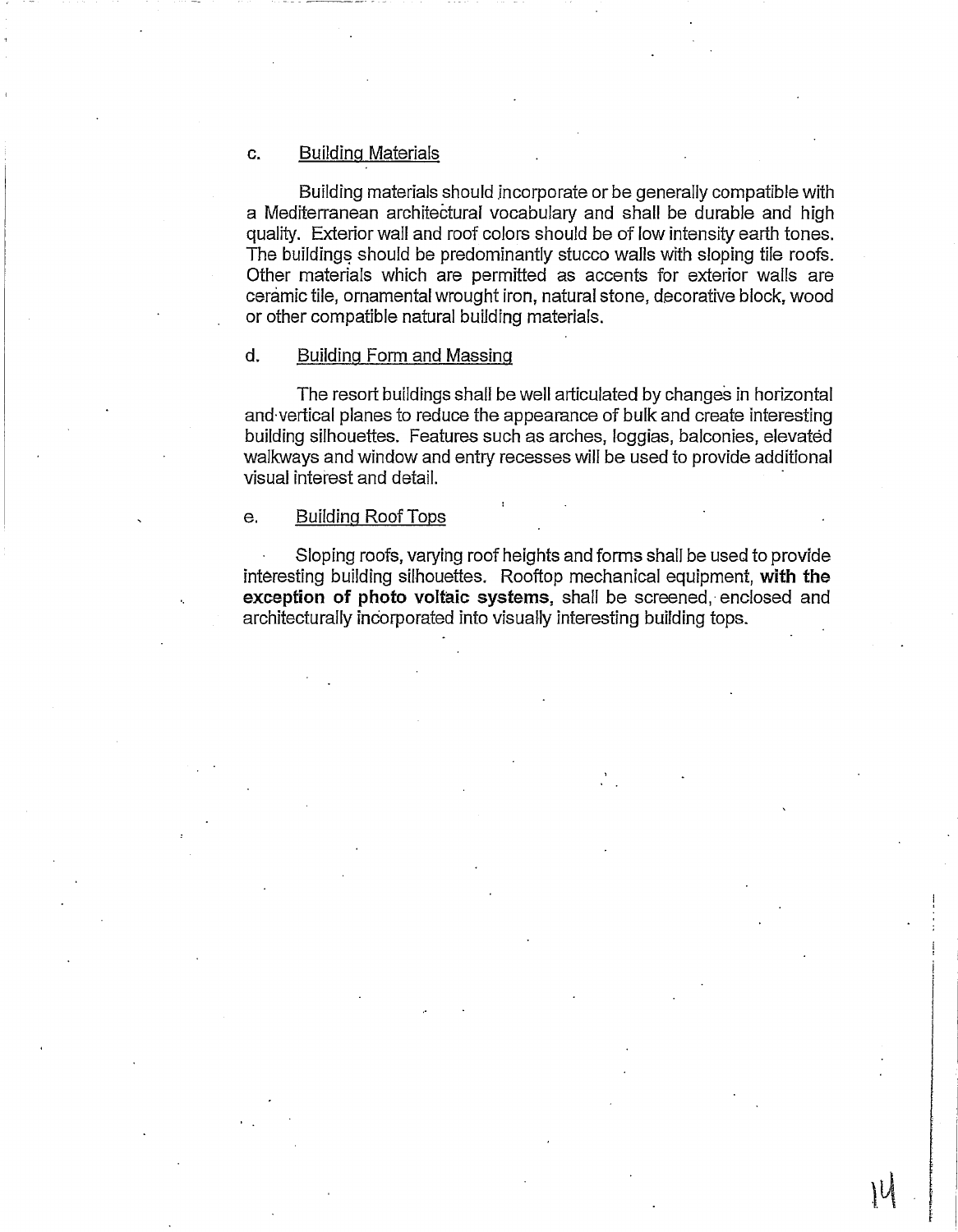c. Building Materials

Building materials should incorporate or be generally compatible with a Mediterranean architectural vocabulary and shall be durable and high quality. Exterior wall and roof colors should be of low intensity earth tones. The buildings should be predominantly stucco walls with sloping tile roofs. Other materials which are permitted as accents for exterior walls are ceramic tile, ornamental wrought iron, natural stone, decorative block, wood or other compatible natural building materials.

d. Building Form and Massing

The resort buildings shall be well articulated by changes in horizontal and vertical planes to reduce the appearance of bulk and create interesting building silhouettes. Features such as arches, loggias, balconies, elevated walkways and window and entry recesses will be used to provide additional visual interest and detail.

e. Building Roof Tops

Sloping roofs, varying roof heights and forms shall be used to provide interesting building silhouettes. Rooftop mechanical equipment, **with the exception of photo voltaic systems**, shall be screened, enclosed and architecturally incorporated into visually interesting building tops.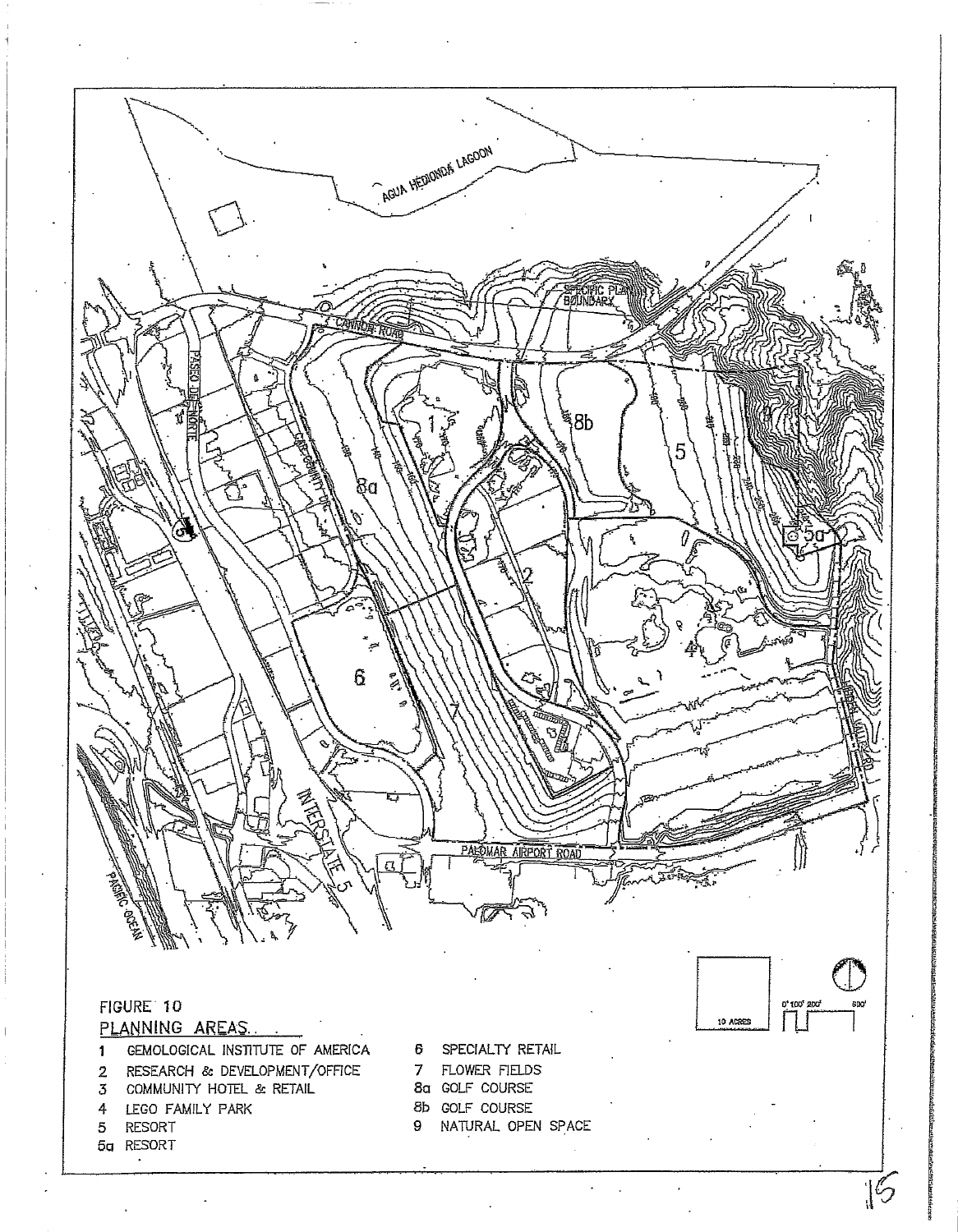FIGURE 10

PLANNING AREAS

1 GEMOLOGICAL INSTITUTE OF AMERICA
2 RESEARCH & DEVELOPMENT/OFFICE
3 COMMUNITY HOTEL & RETAIL
4 LEGO FAMILY PARK
5 RESORT
5a RESORT
6 SPECIALTY RETAIL
7 FLOWER FIELDS
8a GOLF COURSE
8b GOLF COURSE
9 NATURAL OPEN SPACE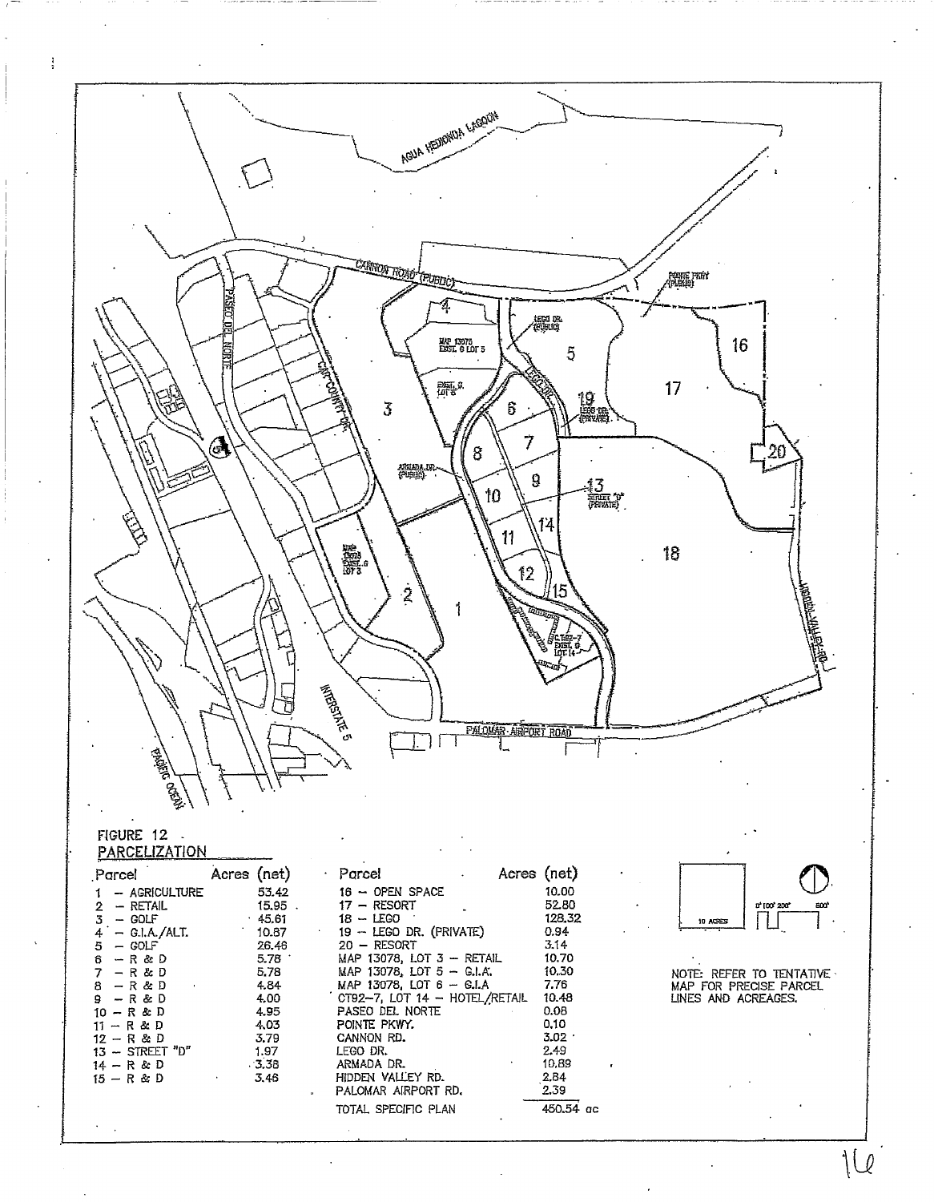## FIGURE 12
## PARCELIZATION

| Parcel | Acres (net) |
|---|---|
| 1 – AGRICULTURE | 53.42 |
| 2 – RETAIL | 15.95 |
| 3 – GOLF | 45.61 |
| 4 – G.I.A./ALT. | 10.87 |
| 5 – GOLF | 26.46 |
| 6 – R & D | 5.78 |
| 7 – R & D | 5.78 |
| 8 – R & D | 4.84 |
| 9 – R & D | 4.00 |
| 10 – R & D | 4.95 |
| 11 – R & D | 4.03 |
| 12 – R & D | 3.79 |
| 13 – STREET "D" | 1.97 |
| 14 – R & D | 3.38 |
| 15 – R & D | 3.46 |
| 16 – OPEN SPACE | 10.00 |
| 17 – RESORT | 52.80 |
| 18 – LEGO | 128.32 |
| 19 – LEGO DR. (PRIVATE) | 0.94 |
| 20 – RESORT | 3.14 |
| MAP 13078, LOT 3 – RETAIL | 10.70 |
| MAP 13078, LOT 5 – G.I.A. | 10.30 |
| MAP 13078, LOT 6 – G.I.A | 7.76 |
| CT92-7, LOT 14 – HOTEL/RETAIL | 10.48 |
| PASEO DEL NORTE | 0.08 |
| POINTE PKWY. | 0.10 |
| CANNON RD. | 3.02 |
| LEGO DR. | 2.49 |
| ARMADA DR. | 10.89 |
| HIDDEN VALLEY RD. | 2.84 |
| PALOMAR AIRPORT RD. | 2.39 |
| TOTAL SPECIFIC PLAN | 450.54 ac |

NOTE: REFER TO TENTATIVE MAP FOR PRECISE PARCEL LINES AND ACREAGES.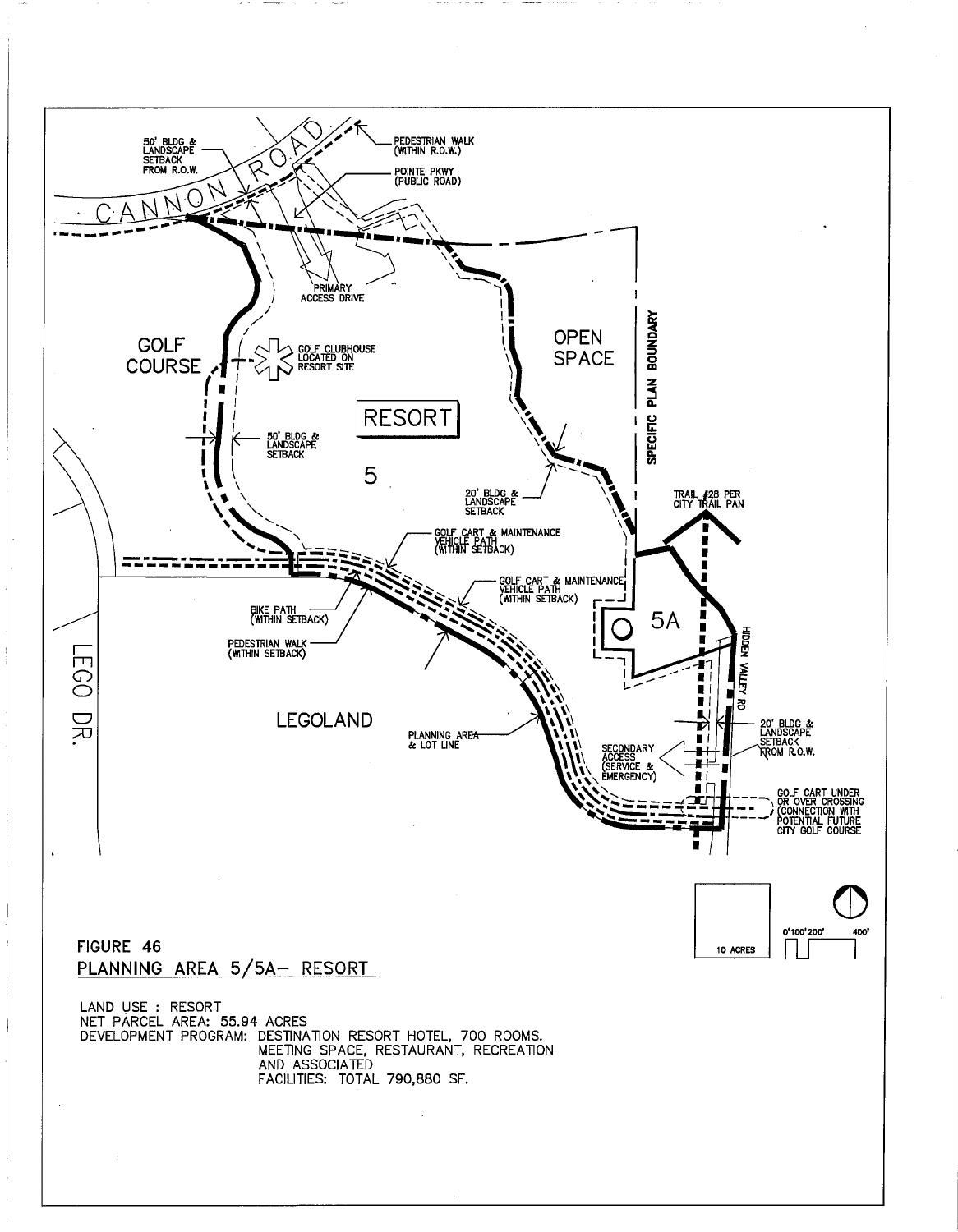50' BLDG & LANDSCAPE SETBACK FROM R.O.W.

PEDESTRIAN WALK (WITHIN R.O.W.)

POINTE PKWY (PUBLIC ROAD)

CANNON ROAD

PRIMARY ACCESS DRIVE

GOLF COURSE

GOLF CLUBHOUSE LOCATED ON RESORT SITE

OPEN SPACE

RESORT

5

50' BLDG & LANDSCAPE SETBACK

20' BLDG & LANDSCAPE SETBACK

SPECIFIC PLAN BOUNDARY

TRAIL #28 PER CITY TRAIL PAN

GOLF CART & MAINTENANCE VEHICLE PATH (WITHIN SETBACK)

GOLF CART & MAINTENANCE VEHICLE PATH (WITHIN SETBACK)

5A

BIKE PATH (WITHIN SETBACK)

PEDESTRIAN WALK (WITHIN SETBACK)

LEGO DR.

HIDDEN VALLEY RD

LEGOLAND

PLANNING AREA & LOT LINE

SECONDARY ACCESS (SERVICE & EMERGENCY)

20' BLDG & LANDSCAPE SETBACK FROM R.O.W.

GOLF CART UNDER OR OVER CROSSING (CONNECTION WITH POTENTIAL FUTURE CITY GOLF COURSE

10 ACRES

0' 100' 200' 400'

## FIGURE 46
## PLANNING AREA 5/5A– RESORT

LAND USE : RESORT
NET PARCEL AREA: 55.94 ACRES
DEVELOPMENT PROGRAM: DESTINATION RESORT HOTEL, 700 ROOMS. MEETING SPACE, RESTAURANT, RECREATION AND ASSOCIATED FACILITIES: TOTAL 790,880 SF.